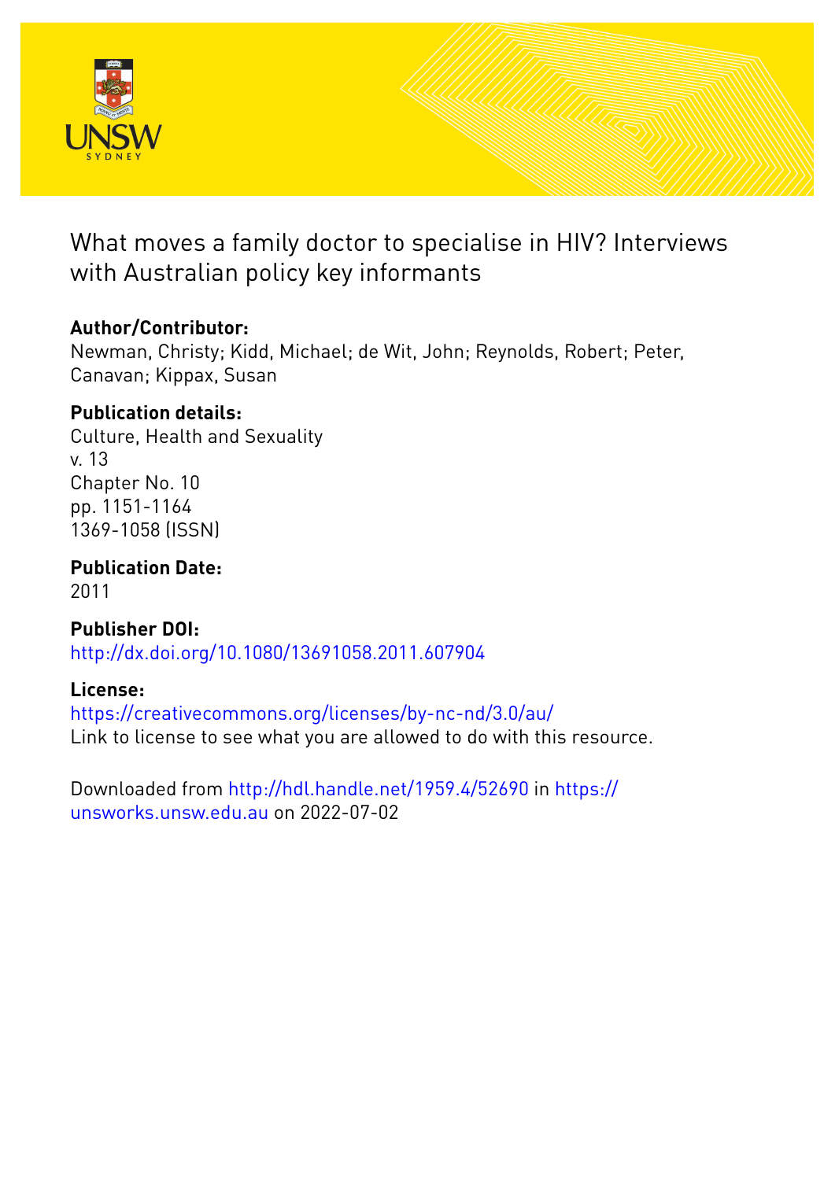# What moves a family doctor to specialise in HIV? Interviews with Australian policy key informants

## Author/Contributor:

Newman, Christy; Kidd, Michael; de Wit, John; Reynolds, Robert; Peter, Canavan; Kippax, Susan

## Publication details:

Culture, Health and Sexuality
v. 13
Chapter No. 10
pp. 1151-1164
1369-1058 (ISSN)

## Publication Date:

2011

## Publisher DOI:

http://dx.doi.org/10.1080/13691058.2011.607904

## License:

https://creativecommons.org/licenses/by-nc-nd/3.0/au/
Link to license to see what you are allowed to do with this resource.

Downloaded from http://hdl.handle.net/1959.4/52690 in https://unsworks.unsw.edu.au on 2022-07-02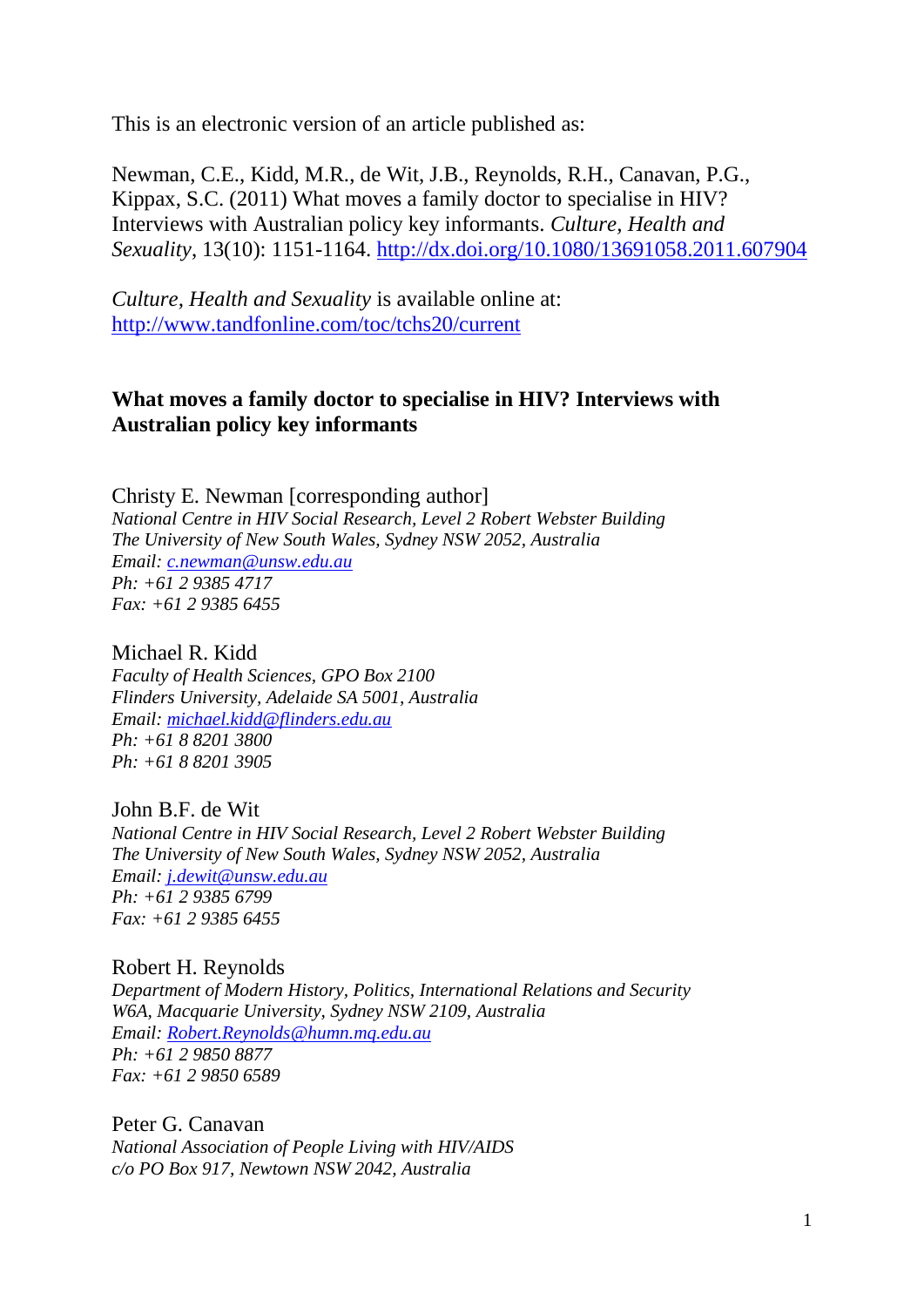This is an electronic version of an article published as:

Newman, C.E., Kidd, M.R., de Wit, J.B., Reynolds, R.H., Canavan, P.G., Kippax, S.C. (2011) What moves a family doctor to specialise in HIV? Interviews with Australian policy key informants. *Culture, Health and Sexuality*, 13(10): 1151-1164. http://dx.doi.org/10.1080/13691058.2011.607904

*Culture, Health and Sexuality* is available online at: http://www.tandfonline.com/toc/tchs20/current

**What moves a family doctor to specialise in HIV? Interviews with Australian policy key informants**

Christy E. Newman [corresponding author]
*National Centre in HIV Social Research, Level 2 Robert Webster Building*
*The University of New South Wales, Sydney NSW 2052, Australia*
*Email: c.newman@unsw.edu.au*
*Ph: +61 2 9385 4717*
*Fax: +61 2 9385 6455*

Michael R. Kidd
*Faculty of Health Sciences, GPO Box 2100*
*Flinders University, Adelaide SA 5001, Australia*
*Email: michael.kidd@flinders.edu.au*
*Ph: +61 8 8201 3800*
*Ph: +61 8 8201 3905*

John B.F. de Wit
*National Centre in HIV Social Research, Level 2 Robert Webster Building*
*The University of New South Wales, Sydney NSW 2052, Australia*
*Email: j.dewit@unsw.edu.au*
*Ph: +61 2 9385 6799*
*Fax: +61 2 9385 6455*

Robert H. Reynolds
*Department of Modern History, Politics, International Relations and Security*
*W6A, Macquarie University, Sydney NSW 2109, Australia*
*Email: Robert.Reynolds@humn.mq.edu.au*
*Ph: +61 2 9850 8877*
*Fax: +61 2 9850 6589*

Peter G. Canavan
*National Association of People Living with HIV/AIDS*
*c/o PO Box 917, Newtown NSW 2042, Australia*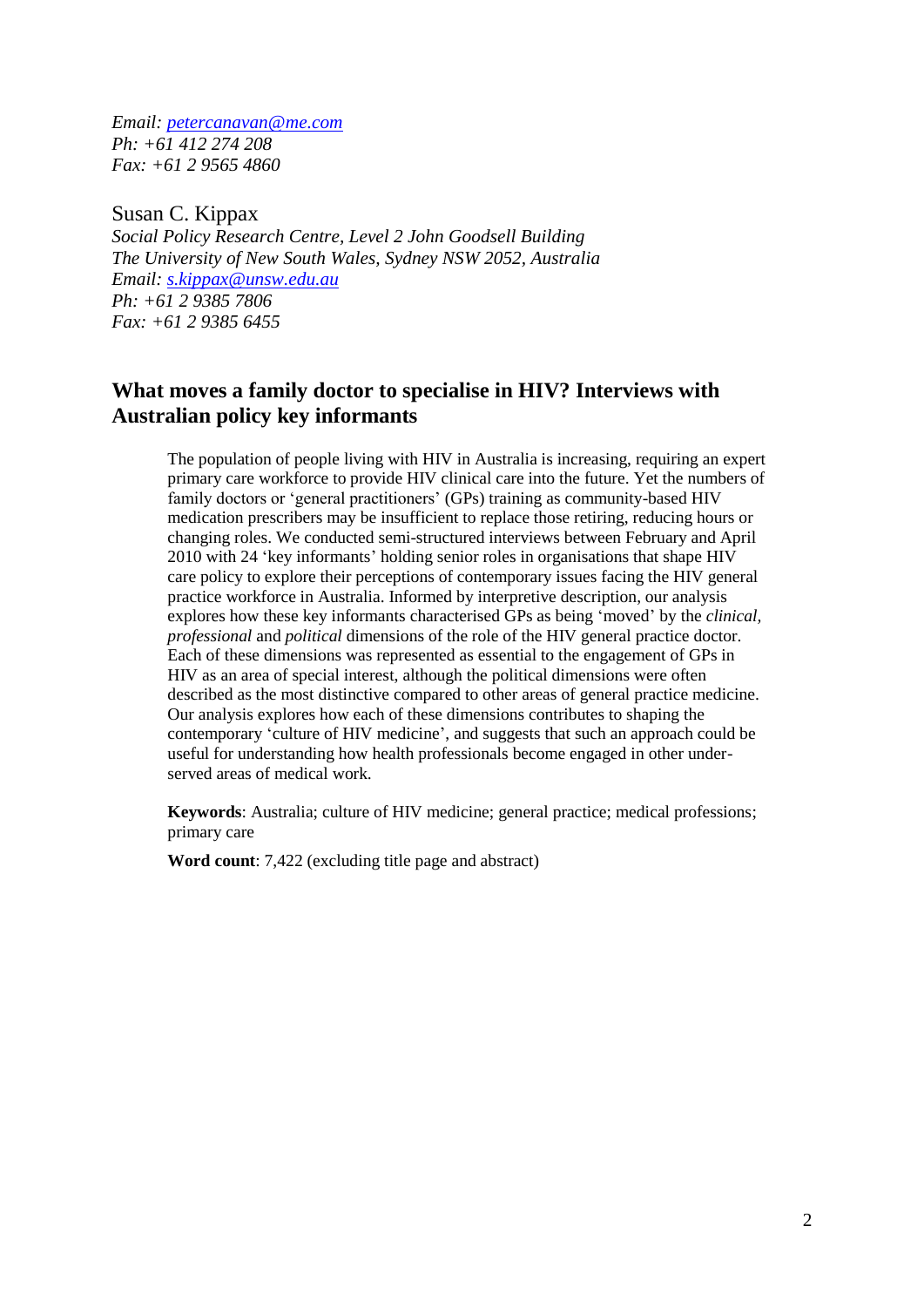*Email: [petercanavan@me.com](mailto:petercanavan@me.com)*
*Ph: +61 412 274 208*
*Fax: +61 2 9565 4860*

Susan C. Kippax
*Social Policy Research Centre, Level 2 John Goodsell Building*
*The University of New South Wales, Sydney NSW 2052, Australia*
*Email: [s.kippax@unsw.edu.au](mailto:s.kippax@unsw.edu.au)*
*Ph: +61 2 9385 7806*
*Fax: +61 2 9385 6455*

## What moves a family doctor to specialise in HIV? Interviews with Australian policy key informants

The population of people living with HIV in Australia is increasing, requiring an expert primary care workforce to provide HIV clinical care into the future. Yet the numbers of family doctors or 'general practitioners' (GPs) training as community-based HIV medication prescribers may be insufficient to replace those retiring, reducing hours or changing roles. We conducted semi-structured interviews between February and April 2010 with 24 'key informants' holding senior roles in organisations that shape HIV care policy to explore their perceptions of contemporary issues facing the HIV general practice workforce in Australia. Informed by interpretive description, our analysis explores how these key informants characterised GPs as being 'moved' by the *clinical*, *professional* and *political* dimensions of the role of the HIV general practice doctor. Each of these dimensions was represented as essential to the engagement of GPs in HIV as an area of special interest, although the political dimensions were often described as the most distinctive compared to other areas of general practice medicine. Our analysis explores how each of these dimensions contributes to shaping the contemporary 'culture of HIV medicine', and suggests that such an approach could be useful for understanding how health professionals become engaged in other under-served areas of medical work.

**Keywords**: Australia; culture of HIV medicine; general practice; medical professions; primary care

**Word count**: 7,422 (excluding title page and abstract)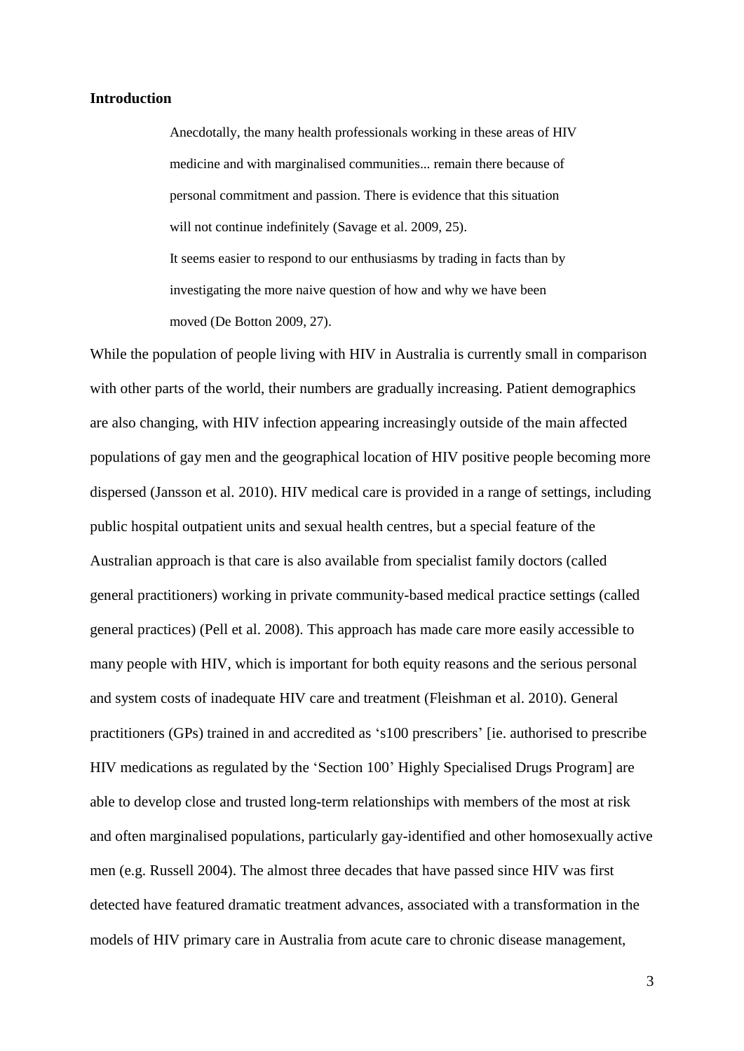**Introduction**

> Anecdotally, the many health professionals working in these areas of HIV medicine and with marginalised communities... remain there because of personal commitment and passion. There is evidence that this situation will not continue indefinitely (Savage et al. 2009, 25).
>
> It seems easier to respond to our enthusiasms by trading in facts than by investigating the more naive question of how and why we have been moved (De Botton 2009, 27).

While the population of people living with HIV in Australia is currently small in comparison with other parts of the world, their numbers are gradually increasing. Patient demographics are also changing, with HIV infection appearing increasingly outside of the main affected populations of gay men and the geographical location of HIV positive people becoming more dispersed (Jansson et al. 2010). HIV medical care is provided in a range of settings, including public hospital outpatient units and sexual health centres, but a special feature of the Australian approach is that care is also available from specialist family doctors (called general practitioners) working in private community-based medical practice settings (called general practices) (Pell et al. 2008). This approach has made care more easily accessible to many people with HIV, which is important for both equity reasons and the serious personal and system costs of inadequate HIV care and treatment (Fleishman et al. 2010). General practitioners (GPs) trained in and accredited as 's100 prescribers' [ie. authorised to prescribe HIV medications as regulated by the 'Section 100' Highly Specialised Drugs Program] are able to develop close and trusted long-term relationships with members of the most at risk and often marginalised populations, particularly gay-identified and other homosexually active men (e.g. Russell 2004). The almost three decades that have passed since HIV was first detected have featured dramatic treatment advances, associated with a transformation in the models of HIV primary care in Australia from acute care to chronic disease management,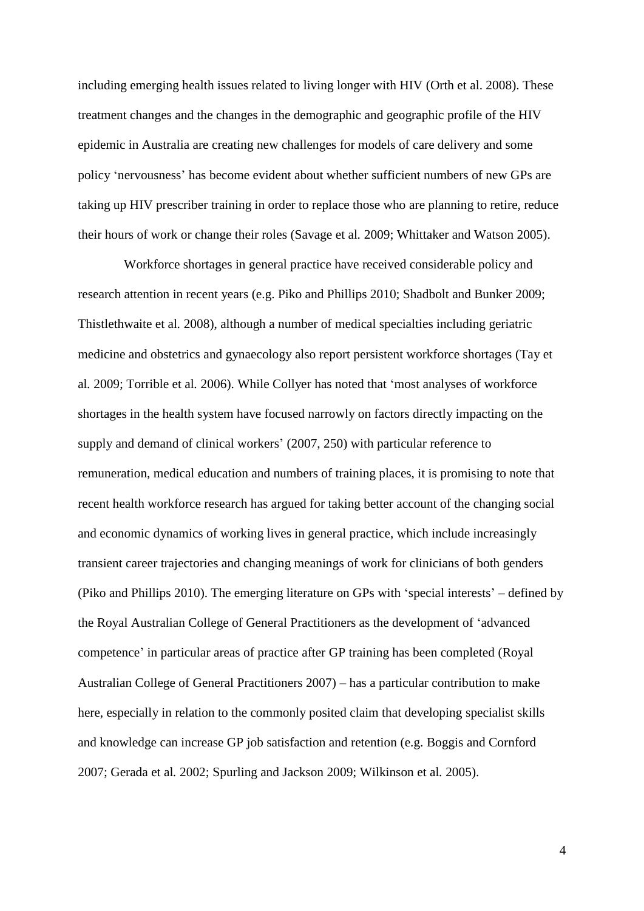including emerging health issues related to living longer with HIV (Orth et al. 2008). These treatment changes and the changes in the demographic and geographic profile of the HIV epidemic in Australia are creating new challenges for models of care delivery and some policy 'nervousness' has become evident about whether sufficient numbers of new GPs are taking up HIV prescriber training in order to replace those who are planning to retire, reduce their hours of work or change their roles (Savage et al*.* 2009; Whittaker and Watson 2005).

Workforce shortages in general practice have received considerable policy and research attention in recent years (e.g. Piko and Phillips 2010; Shadbolt and Bunker 2009; Thistlethwaite et al*.* 2008), although a number of medical specialties including geriatric medicine and obstetrics and gynaecology also report persistent workforce shortages (Tay et al*.* 2009; Torrible et al*.* 2006). While Collyer has noted that 'most analyses of workforce shortages in the health system have focused narrowly on factors directly impacting on the supply and demand of clinical workers' (2007, 250) with particular reference to remuneration, medical education and numbers of training places, it is promising to note that recent health workforce research has argued for taking better account of the changing social and economic dynamics of working lives in general practice, which include increasingly transient career trajectories and changing meanings of work for clinicians of both genders (Piko and Phillips 2010). The emerging literature on GPs with 'special interests' – defined by the Royal Australian College of General Practitioners as the development of 'advanced competence' in particular areas of practice after GP training has been completed (Royal Australian College of General Practitioners 2007) – has a particular contribution to make here, especially in relation to the commonly posited claim that developing specialist skills and knowledge can increase GP job satisfaction and retention (e.g. Boggis and Cornford 2007; Gerada et al*.* 2002; Spurling and Jackson 2009; Wilkinson et al*.* 2005).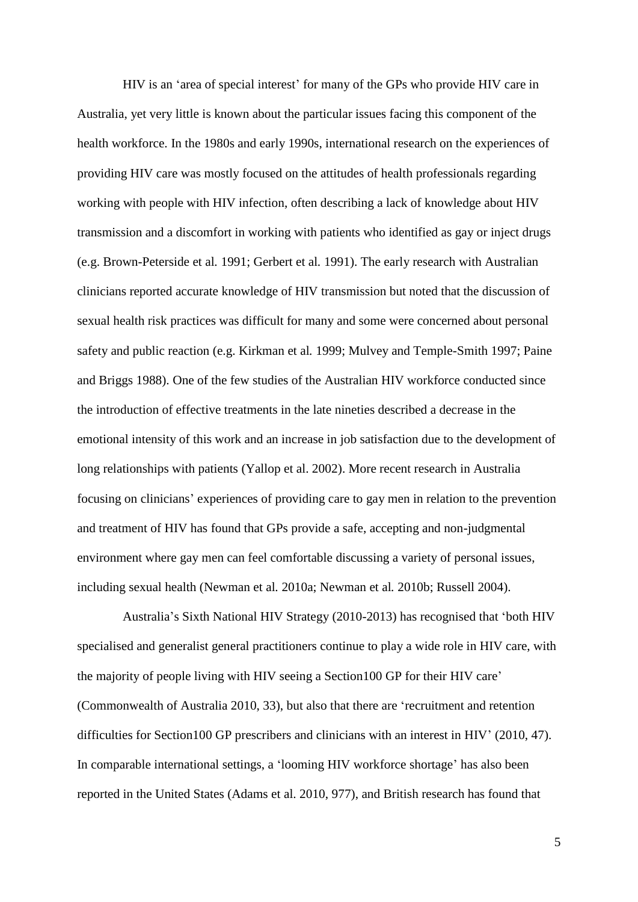HIV is an 'area of special interest' for many of the GPs who provide HIV care in Australia, yet very little is known about the particular issues facing this component of the health workforce. In the 1980s and early 1990s, international research on the experiences of providing HIV care was mostly focused on the attitudes of health professionals regarding working with people with HIV infection, often describing a lack of knowledge about HIV transmission and a discomfort in working with patients who identified as gay or inject drugs (e.g. Brown-Peterside et al*.* 1991; Gerbert et al*.* 1991). The early research with Australian clinicians reported accurate knowledge of HIV transmission but noted that the discussion of sexual health risk practices was difficult for many and some were concerned about personal safety and public reaction (e.g. Kirkman et al*.* 1999; Mulvey and Temple-Smith 1997; Paine and Briggs 1988). One of the few studies of the Australian HIV workforce conducted since the introduction of effective treatments in the late nineties described a decrease in the emotional intensity of this work and an increase in job satisfaction due to the development of long relationships with patients (Yallop et al. 2002). More recent research in Australia focusing on clinicians' experiences of providing care to gay men in relation to the prevention and treatment of HIV has found that GPs provide a safe, accepting and non-judgmental environment where gay men can feel comfortable discussing a variety of personal issues, including sexual health (Newman et al*.* 2010a; Newman et al*.* 2010b; Russell 2004).

Australia's Sixth National HIV Strategy (2010-2013) has recognised that 'both HIV specialised and generalist general practitioners continue to play a wide role in HIV care, with the majority of people living with HIV seeing a Section100 GP for their HIV care' (Commonwealth of Australia 2010, 33), but also that there are 'recruitment and retention difficulties for Section100 GP prescribers and clinicians with an interest in HIV' (2010, 47). In comparable international settings, a 'looming HIV workforce shortage' has also been reported in the United States (Adams et al. 2010, 977), and British research has found that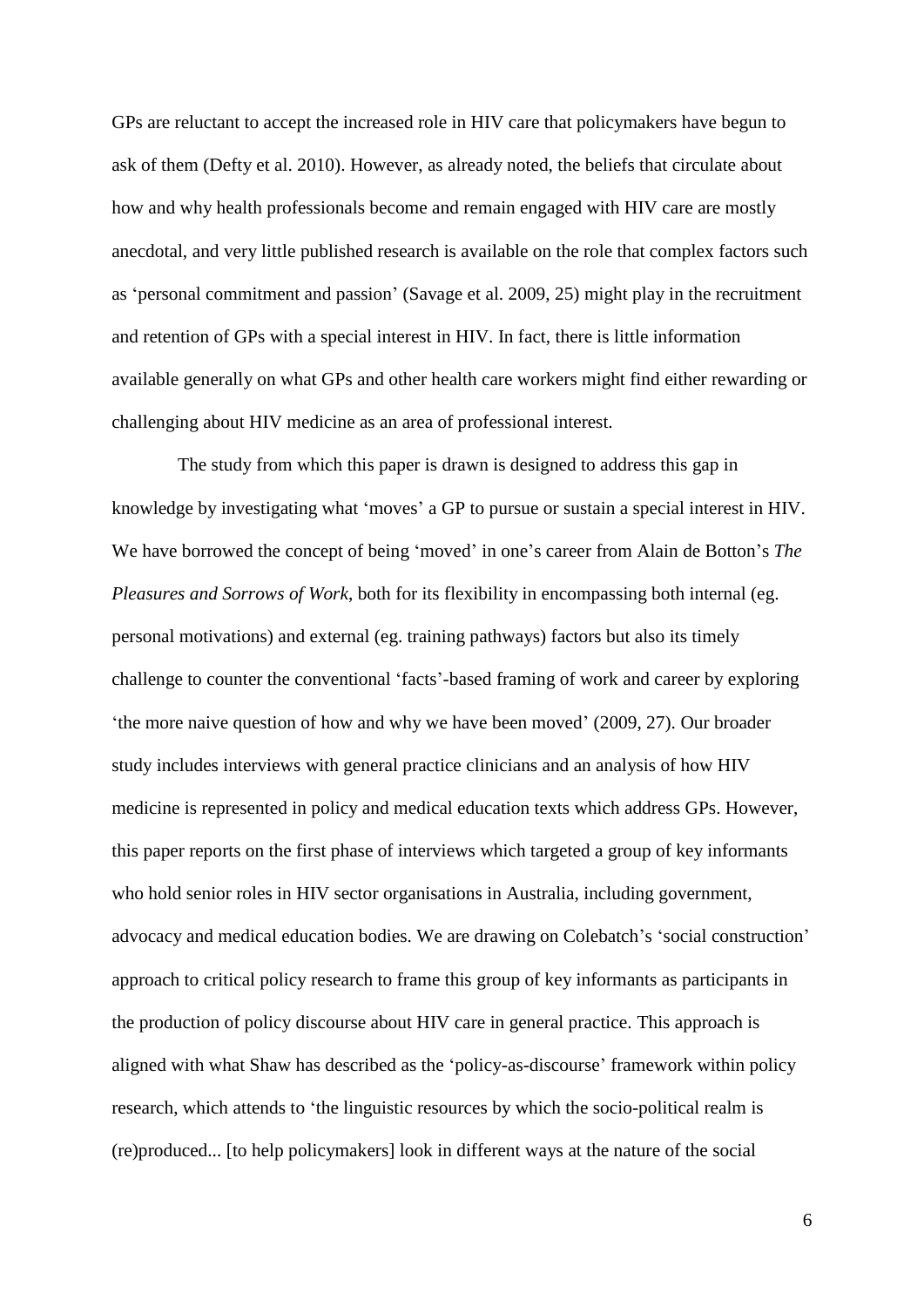GPs are reluctant to accept the increased role in HIV care that policymakers have begun to ask of them (Defty et al. 2010). However, as already noted, the beliefs that circulate about how and why health professionals become and remain engaged with HIV care are mostly anecdotal, and very little published research is available on the role that complex factors such as 'personal commitment and passion' (Savage et al. 2009, 25) might play in the recruitment and retention of GPs with a special interest in HIV. In fact, there is little information available generally on what GPs and other health care workers might find either rewarding or challenging about HIV medicine as an area of professional interest.

The study from which this paper is drawn is designed to address this gap in knowledge by investigating what 'moves' a GP to pursue or sustain a special interest in HIV. We have borrowed the concept of being 'moved' in one's career from Alain de Botton's *The Pleasures and Sorrows of Work*, both for its flexibility in encompassing both internal (eg. personal motivations) and external (eg. training pathways) factors but also its timely challenge to counter the conventional 'facts'-based framing of work and career by exploring 'the more naive question of how and why we have been moved' (2009, 27). Our broader study includes interviews with general practice clinicians and an analysis of how HIV medicine is represented in policy and medical education texts which address GPs. However, this paper reports on the first phase of interviews which targeted a group of key informants who hold senior roles in HIV sector organisations in Australia, including government, advocacy and medical education bodies. We are drawing on Colebatch's 'social construction' approach to critical policy research to frame this group of key informants as participants in the production of policy discourse about HIV care in general practice. This approach is aligned with what Shaw has described as the 'policy-as-discourse' framework within policy research, which attends to 'the linguistic resources by which the socio-political realm is (re)produced... [to help policymakers] look in different ways at the nature of the social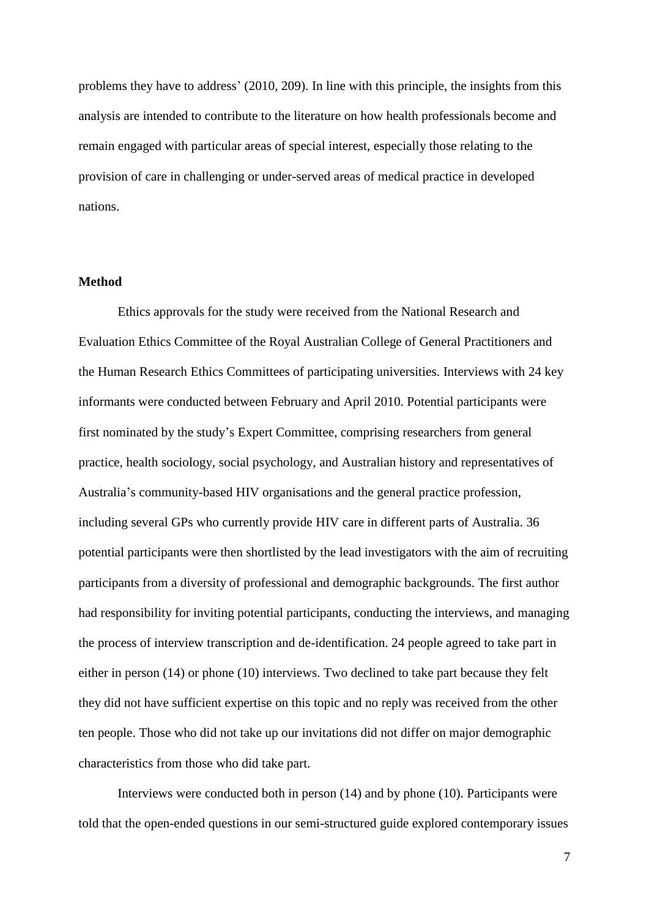problems they have to address' (2010, 209). In line with this principle, the insights from this analysis are intended to contribute to the literature on how health professionals become and remain engaged with particular areas of special interest, especially those relating to the provision of care in challenging or under-served areas of medical practice in developed nations.

## Method

Ethics approvals for the study were received from the National Research and Evaluation Ethics Committee of the Royal Australian College of General Practitioners and the Human Research Ethics Committees of participating universities. Interviews with 24 key informants were conducted between February and April 2010. Potential participants were first nominated by the study's Expert Committee, comprising researchers from general practice, health sociology, social psychology, and Australian history and representatives of Australia's community-based HIV organisations and the general practice profession, including several GPs who currently provide HIV care in different parts of Australia. 36 potential participants were then shortlisted by the lead investigators with the aim of recruiting participants from a diversity of professional and demographic backgrounds. The first author had responsibility for inviting potential participants, conducting the interviews, and managing the process of interview transcription and de-identification. 24 people agreed to take part in either in person (14) or phone (10) interviews. Two declined to take part because they felt they did not have sufficient expertise on this topic and no reply was received from the other ten people. Those who did not take up our invitations did not differ on major demographic characteristics from those who did take part.

Interviews were conducted both in person (14) and by phone (10). Participants were told that the open-ended questions in our semi-structured guide explored contemporary issues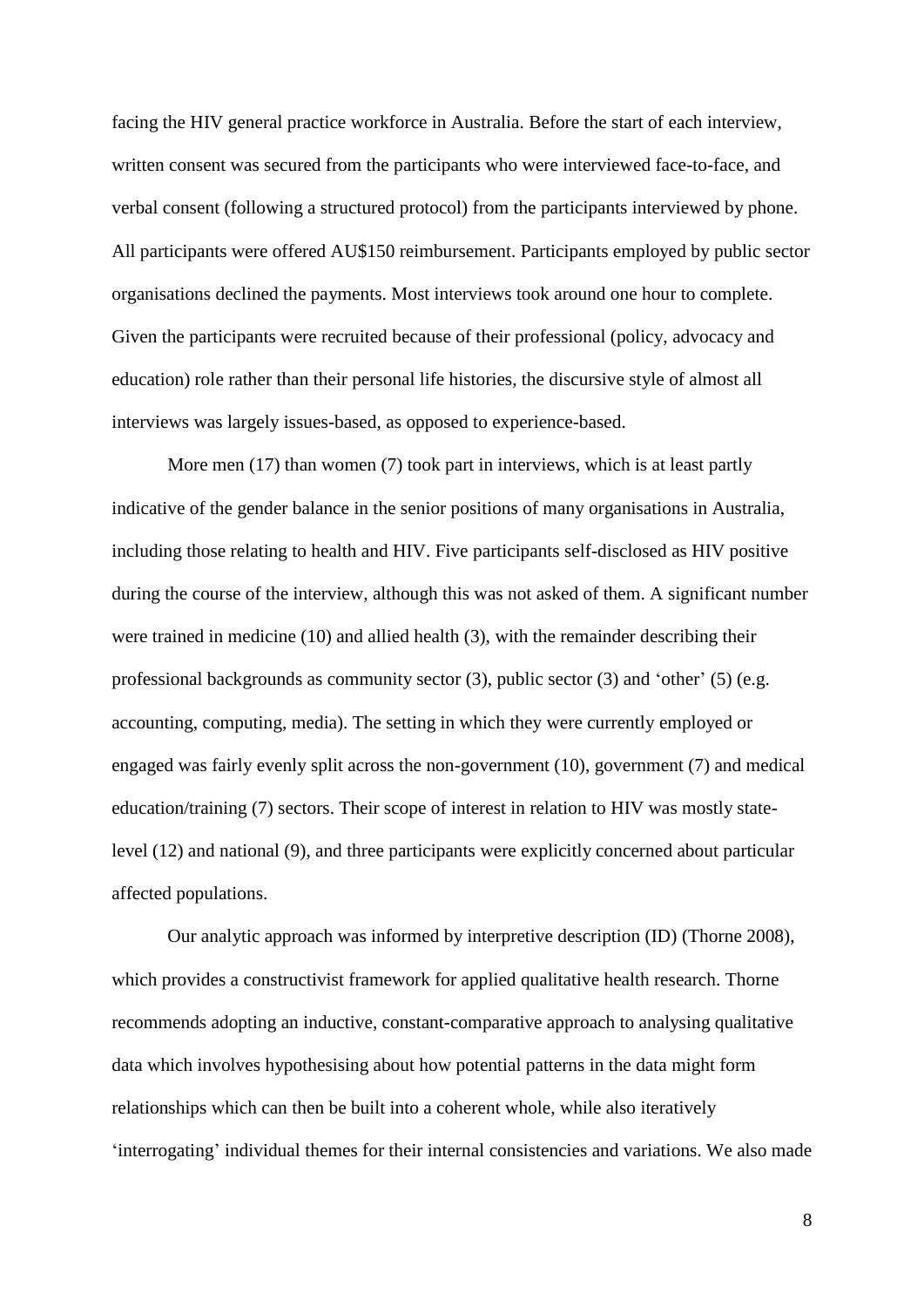facing the HIV general practice workforce in Australia. Before the start of each interview, written consent was secured from the participants who were interviewed face-to-face, and verbal consent (following a structured protocol) from the participants interviewed by phone. All participants were offered AU$150 reimbursement. Participants employed by public sector organisations declined the payments. Most interviews took around one hour to complete. Given the participants were recruited because of their professional (policy, advocacy and education) role rather than their personal life histories, the discursive style of almost all interviews was largely issues-based, as opposed to experience-based.

More men (17) than women (7) took part in interviews, which is at least partly indicative of the gender balance in the senior positions of many organisations in Australia, including those relating to health and HIV. Five participants self-disclosed as HIV positive during the course of the interview, although this was not asked of them. A significant number were trained in medicine (10) and allied health (3), with the remainder describing their professional backgrounds as community sector (3), public sector (3) and 'other' (5) (e.g. accounting, computing, media). The setting in which they were currently employed or engaged was fairly evenly split across the non-government (10), government (7) and medical education/training (7) sectors. Their scope of interest in relation to HIV was mostly state-level (12) and national (9), and three participants were explicitly concerned about particular affected populations.

Our analytic approach was informed by interpretive description (ID) (Thorne 2008), which provides a constructivist framework for applied qualitative health research. Thorne recommends adopting an inductive, constant-comparative approach to analysing qualitative data which involves hypothesising about how potential patterns in the data might form relationships which can then be built into a coherent whole, while also iteratively 'interrogating' individual themes for their internal consistencies and variations. We also made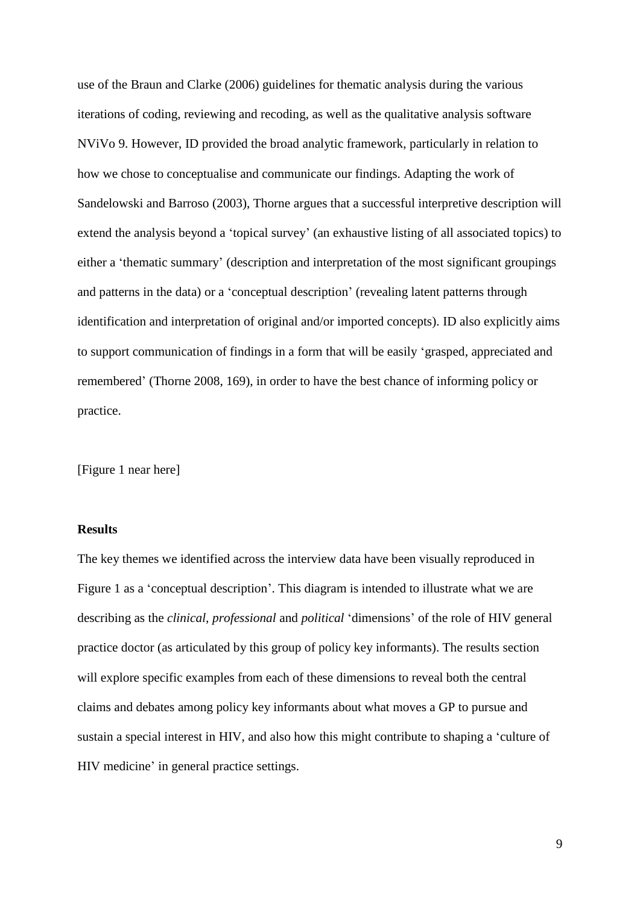use of the Braun and Clarke (2006) guidelines for thematic analysis during the various iterations of coding, reviewing and recoding, as well as the qualitative analysis software NViVo 9. However, ID provided the broad analytic framework, particularly in relation to how we chose to conceptualise and communicate our findings. Adapting the work of Sandelowski and Barroso (2003), Thorne argues that a successful interpretive description will extend the analysis beyond a 'topical survey' (an exhaustive listing of all associated topics) to either a 'thematic summary' (description and interpretation of the most significant groupings and patterns in the data) or a 'conceptual description' (revealing latent patterns through identification and interpretation of original and/or imported concepts). ID also explicitly aims to support communication of findings in a form that will be easily 'grasped, appreciated and remembered' (Thorne 2008, 169), in order to have the best chance of informing policy or practice.

[Figure 1 near here]

## Results

The key themes we identified across the interview data have been visually reproduced in Figure 1 as a 'conceptual description'. This diagram is intended to illustrate what we are describing as the *clinical, professional* and *political* 'dimensions' of the role of HIV general practice doctor (as articulated by this group of policy key informants). The results section will explore specific examples from each of these dimensions to reveal both the central claims and debates among policy key informants about what moves a GP to pursue and sustain a special interest in HIV, and also how this might contribute to shaping a 'culture of HIV medicine' in general practice settings.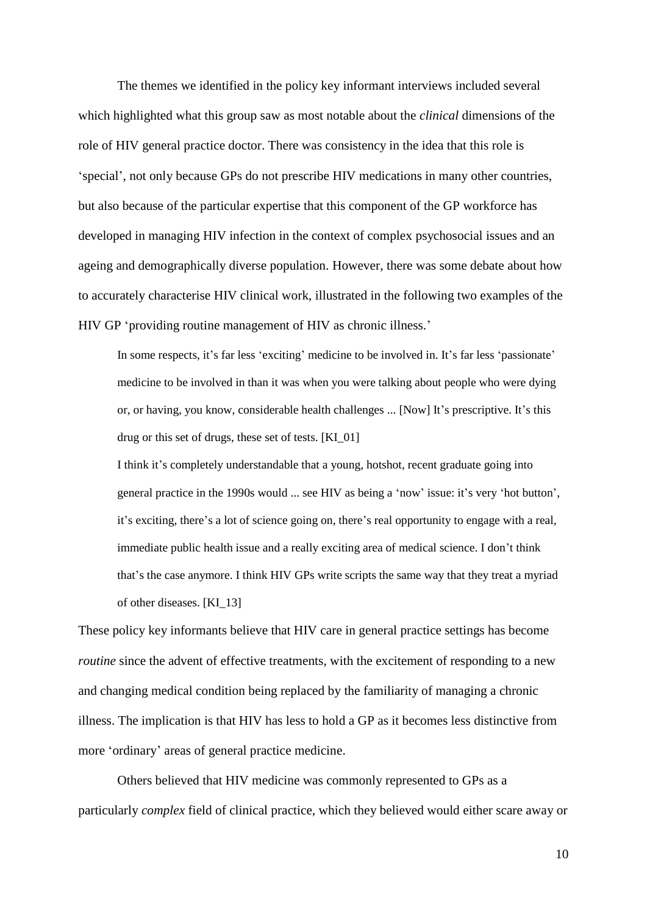The themes we identified in the policy key informant interviews included several which highlighted what this group saw as most notable about the *clinical* dimensions of the role of HIV general practice doctor. There was consistency in the idea that this role is 'special', not only because GPs do not prescribe HIV medications in many other countries, but also because of the particular expertise that this component of the GP workforce has developed in managing HIV infection in the context of complex psychosocial issues and an ageing and demographically diverse population. However, there was some debate about how to accurately characterise HIV clinical work, illustrated in the following two examples of the HIV GP 'providing routine management of HIV as chronic illness.'

> In some respects, it's far less 'exciting' medicine to be involved in. It's far less 'passionate' medicine to be involved in than it was when you were talking about people who were dying or, or having, you know, considerable health challenges ... [Now] It's prescriptive. It's this drug or this set of drugs, these set of tests. [KI_01]
>
> I think it's completely understandable that a young, hotshot, recent graduate going into general practice in the 1990s would ... see HIV as being a 'now' issue: it's very 'hot button', it's exciting, there's a lot of science going on, there's real opportunity to engage with a real, immediate public health issue and a really exciting area of medical science. I don't think that's the case anymore. I think HIV GPs write scripts the same way that they treat a myriad of other diseases. [KI_13]

These policy key informants believe that HIV care in general practice settings has become *routine* since the advent of effective treatments, with the excitement of responding to a new and changing medical condition being replaced by the familiarity of managing a chronic illness. The implication is that HIV has less to hold a GP as it becomes less distinctive from more 'ordinary' areas of general practice medicine.

Others believed that HIV medicine was commonly represented to GPs as a particularly *complex* field of clinical practice, which they believed would either scare away or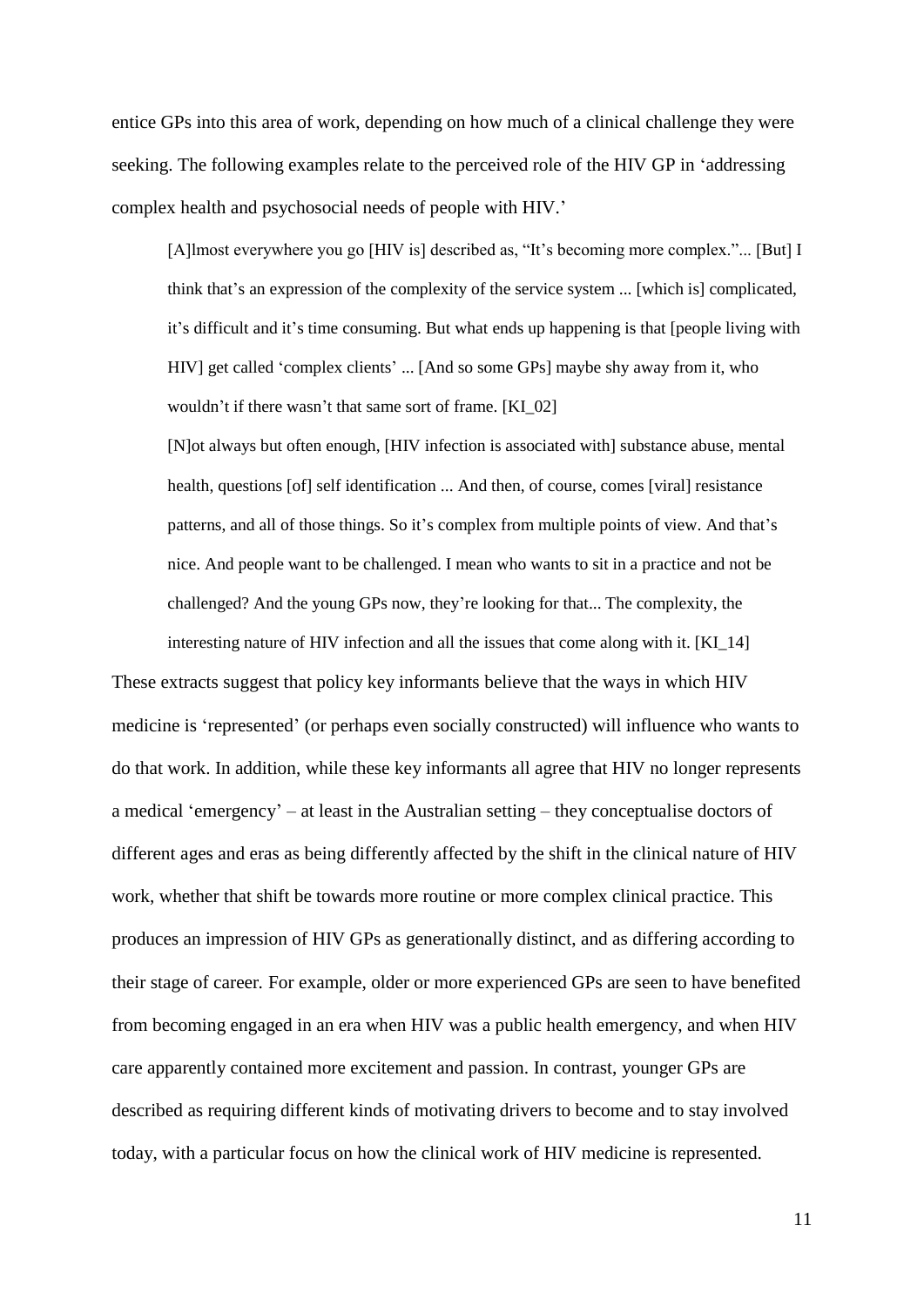entice GPs into this area of work, depending on how much of a clinical challenge they were seeking. The following examples relate to the perceived role of the HIV GP in 'addressing complex health and psychosocial needs of people with HIV.'

> [A]lmost everywhere you go [HIV is] described as, "It's becoming more complex."... [But] I think that's an expression of the complexity of the service system ... [which is] complicated, it's difficult and it's time consuming. But what ends up happening is that [people living with HIV] get called 'complex clients' ... [And so some GPs] maybe shy away from it, who wouldn't if there wasn't that same sort of frame. [KI_02]

> [N]ot always but often enough, [HIV infection is associated with] substance abuse, mental health, questions [of] self identification ... And then, of course, comes [viral] resistance patterns, and all of those things. So it's complex from multiple points of view. And that's nice. And people want to be challenged. I mean who wants to sit in a practice and not be challenged? And the young GPs now, they're looking for that... The complexity, the interesting nature of HIV infection and all the issues that come along with it. [KI_14]

These extracts suggest that policy key informants believe that the ways in which HIV medicine is 'represented' (or perhaps even socially constructed) will influence who wants to do that work. In addition, while these key informants all agree that HIV no longer represents a medical 'emergency' – at least in the Australian setting – they conceptualise doctors of different ages and eras as being differently affected by the shift in the clinical nature of HIV work, whether that shift be towards more routine or more complex clinical practice. This produces an impression of HIV GPs as generationally distinct, and as differing according to their stage of career. For example, older or more experienced GPs are seen to have benefited from becoming engaged in an era when HIV was a public health emergency, and when HIV care apparently contained more excitement and passion. In contrast, younger GPs are described as requiring different kinds of motivating drivers to become and to stay involved today, with a particular focus on how the clinical work of HIV medicine is represented.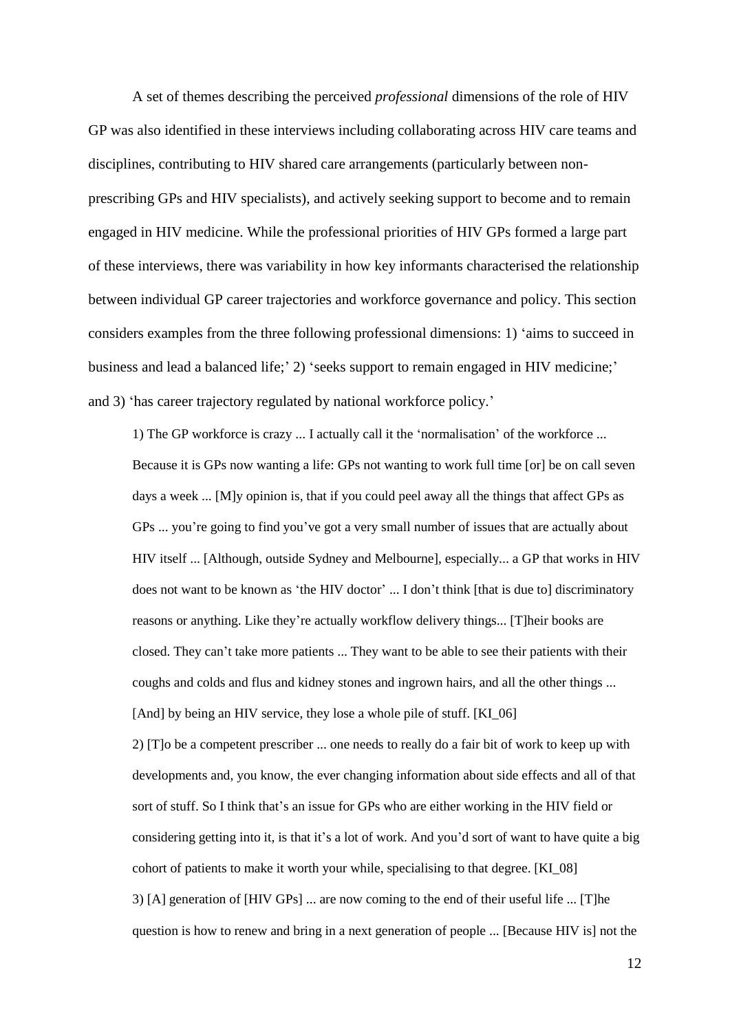A set of themes describing the perceived *professional* dimensions of the role of HIV GP was also identified in these interviews including collaborating across HIV care teams and disciplines, contributing to HIV shared care arrangements (particularly between non-prescribing GPs and HIV specialists), and actively seeking support to become and to remain engaged in HIV medicine. While the professional priorities of HIV GPs formed a large part of these interviews, there was variability in how key informants characterised the relationship between individual GP career trajectories and workforce governance and policy. This section considers examples from the three following professional dimensions: 1) 'aims to succeed in business and lead a balanced life;' 2) 'seeks support to remain engaged in HIV medicine;' and 3) 'has career trajectory regulated by national workforce policy.'

> 1) The GP workforce is crazy ... I actually call it the 'normalisation' of the workforce ... Because it is GPs now wanting a life: GPs not wanting to work full time [or] be on call seven days a week ... [M]y opinion is, that if you could peel away all the things that affect GPs as GPs ... you're going to find you've got a very small number of issues that are actually about HIV itself ... [Although, outside Sydney and Melbourne], especially... a GP that works in HIV does not want to be known as 'the HIV doctor' ... I don't think [that is due to] discriminatory reasons or anything. Like they're actually workflow delivery things... [T]heir books are closed. They can't take more patients ... They want to be able to see their patients with their coughs and colds and flus and kidney stones and ingrown hairs, and all the other things ... [And] by being an HIV service, they lose a whole pile of stuff. [KI_06]
>
> 2) [T]o be a competent prescriber ... one needs to really do a fair bit of work to keep up with developments and, you know, the ever changing information about side effects and all of that sort of stuff. So I think that's an issue for GPs who are either working in the HIV field or considering getting into it, is that it's a lot of work. And you'd sort of want to have quite a big cohort of patients to make it worth your while, specialising to that degree. [KI_08]
>
> 3) [A] generation of [HIV GPs] ... are now coming to the end of their useful life ... [T]he question is how to renew and bring in a next generation of people ... [Because HIV is] not the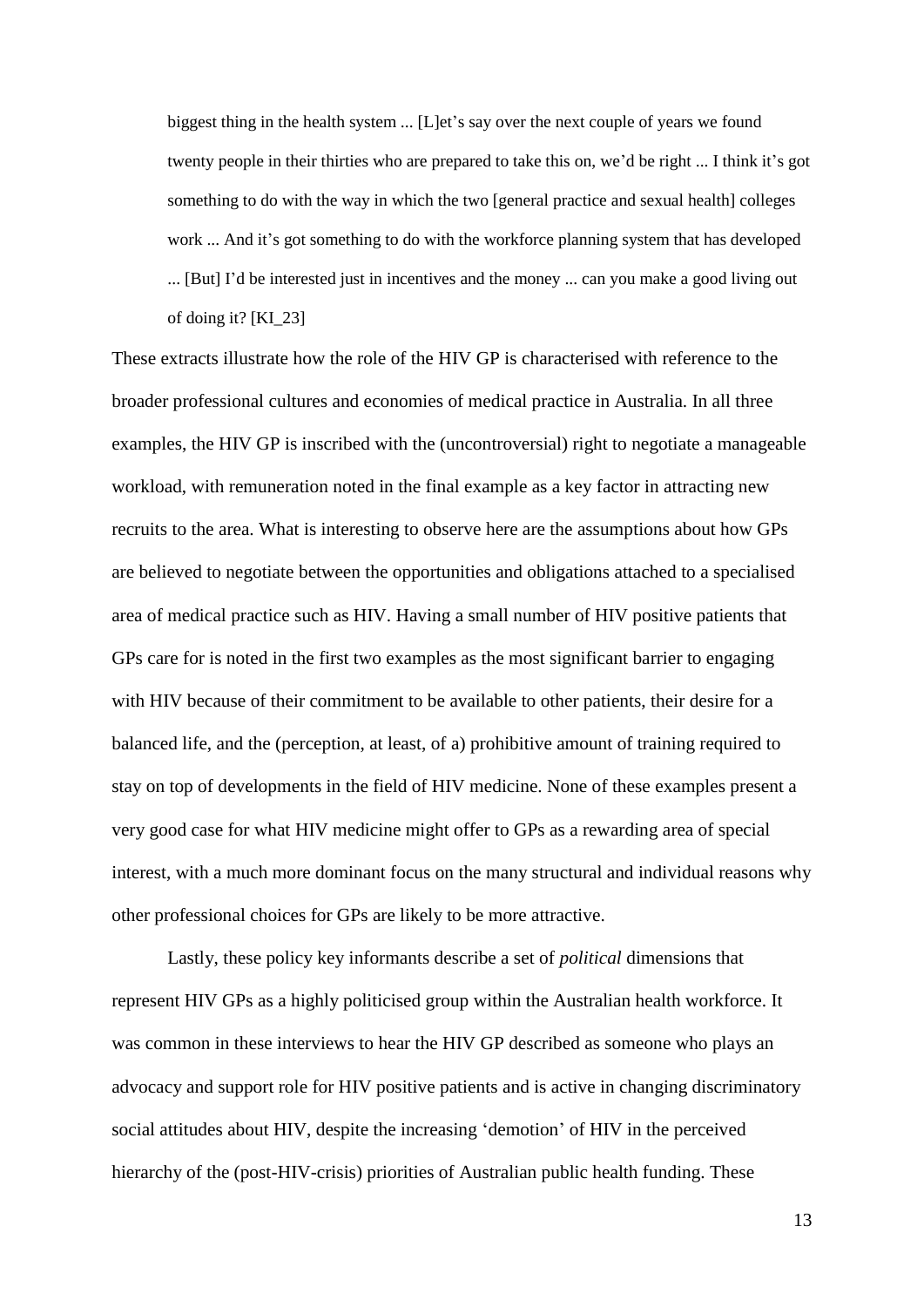> biggest thing in the health system ... [L]et's say over the next couple of years we found twenty people in their thirties who are prepared to take this on, we'd be right ... I think it's got something to do with the way in which the two [general practice and sexual health] colleges work ... And it's got something to do with the workforce planning system that has developed ... [But] I'd be interested just in incentives and the money ... can you make a good living out of doing it? [KI_23]

These extracts illustrate how the role of the HIV GP is characterised with reference to the broader professional cultures and economies of medical practice in Australia. In all three examples, the HIV GP is inscribed with the (uncontroversial) right to negotiate a manageable workload, with remuneration noted in the final example as a key factor in attracting new recruits to the area. What is interesting to observe here are the assumptions about how GPs are believed to negotiate between the opportunities and obligations attached to a specialised area of medical practice such as HIV. Having a small number of HIV positive patients that GPs care for is noted in the first two examples as the most significant barrier to engaging with HIV because of their commitment to be available to other patients, their desire for a balanced life, and the (perception, at least, of a) prohibitive amount of training required to stay on top of developments in the field of HIV medicine. None of these examples present a very good case for what HIV medicine might offer to GPs as a rewarding area of special interest, with a much more dominant focus on the many structural and individual reasons why other professional choices for GPs are likely to be more attractive.

Lastly, these policy key informants describe a set of *political* dimensions that represent HIV GPs as a highly politicised group within the Australian health workforce. It was common in these interviews to hear the HIV GP described as someone who plays an advocacy and support role for HIV positive patients and is active in changing discriminatory social attitudes about HIV, despite the increasing 'demotion' of HIV in the perceived hierarchy of the (post-HIV-crisis) priorities of Australian public health funding. These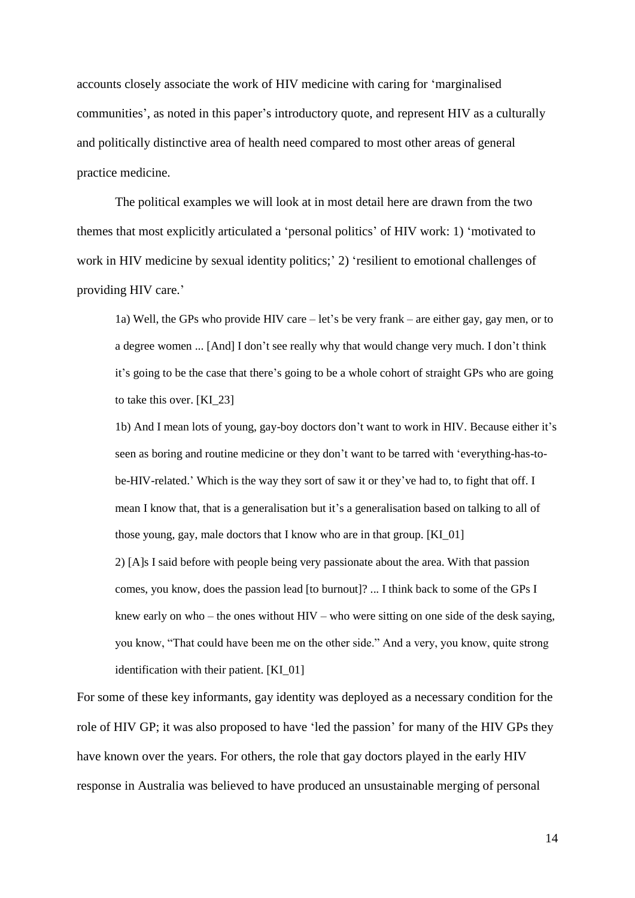accounts closely associate the work of HIV medicine with caring for 'marginalised communities', as noted in this paper's introductory quote, and represent HIV as a culturally and politically distinctive area of health need compared to most other areas of general practice medicine.

The political examples we will look at in most detail here are drawn from the two themes that most explicitly articulated a 'personal politics' of HIV work: 1) 'motivated to work in HIV medicine by sexual identity politics;' 2) 'resilient to emotional challenges of providing HIV care.'

> 1a) Well, the GPs who provide HIV care – let's be very frank – are either gay, gay men, or to a degree women ... [And] I don't see really why that would change very much. I don't think it's going to be the case that there's going to be a whole cohort of straight GPs who are going to take this over. [KI_23]
>
> 1b) And I mean lots of young, gay-boy doctors don't want to work in HIV. Because either it's seen as boring and routine medicine or they don't want to be tarred with 'everything-has-to-be-HIV-related.' Which is the way they sort of saw it or they've had to, to fight that off. I mean I know that, that is a generalisation but it's a generalisation based on talking to all of those young, gay, male doctors that I know who are in that group. [KI_01]
>
> 2) [A]s I said before with people being very passionate about the area. With that passion comes, you know, does the passion lead [to burnout]? ... I think back to some of the GPs I knew early on who – the ones without HIV – who were sitting on one side of the desk saying, you know, "That could have been me on the other side." And a very, you know, quite strong identification with their patient. [KI_01]

For some of these key informants, gay identity was deployed as a necessary condition for the role of HIV GP; it was also proposed to have 'led the passion' for many of the HIV GPs they have known over the years. For others, the role that gay doctors played in the early HIV response in Australia was believed to have produced an unsustainable merging of personal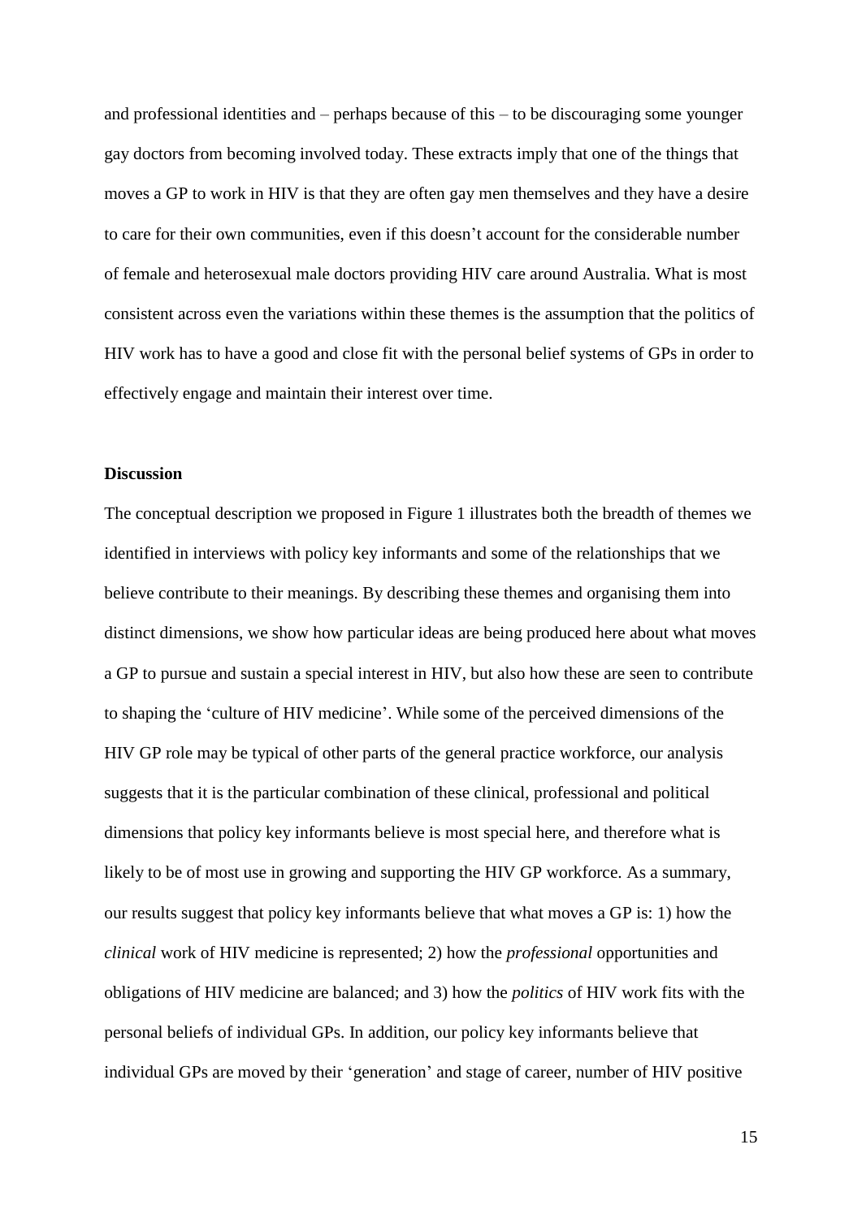and professional identities and – perhaps because of this – to be discouraging some younger gay doctors from becoming involved today. These extracts imply that one of the things that moves a GP to work in HIV is that they are often gay men themselves and they have a desire to care for their own communities, even if this doesn't account for the considerable number of female and heterosexual male doctors providing HIV care around Australia. What is most consistent across even the variations within these themes is the assumption that the politics of HIV work has to have a good and close fit with the personal belief systems of GPs in order to effectively engage and maintain their interest over time.

**Discussion**

The conceptual description we proposed in Figure 1 illustrates both the breadth of themes we identified in interviews with policy key informants and some of the relationships that we believe contribute to their meanings. By describing these themes and organising them into distinct dimensions, we show how particular ideas are being produced here about what moves a GP to pursue and sustain a special interest in HIV, but also how these are seen to contribute to shaping the 'culture of HIV medicine'. While some of the perceived dimensions of the HIV GP role may be typical of other parts of the general practice workforce, our analysis suggests that it is the particular combination of these clinical, professional and political dimensions that policy key informants believe is most special here, and therefore what is likely to be of most use in growing and supporting the HIV GP workforce. As a summary, our results suggest that policy key informants believe that what moves a GP is: 1) how the *clinical* work of HIV medicine is represented; 2) how the *professional* opportunities and obligations of HIV medicine are balanced; and 3) how the *politics* of HIV work fits with the personal beliefs of individual GPs. In addition, our policy key informants believe that individual GPs are moved by their 'generation' and stage of career, number of HIV positive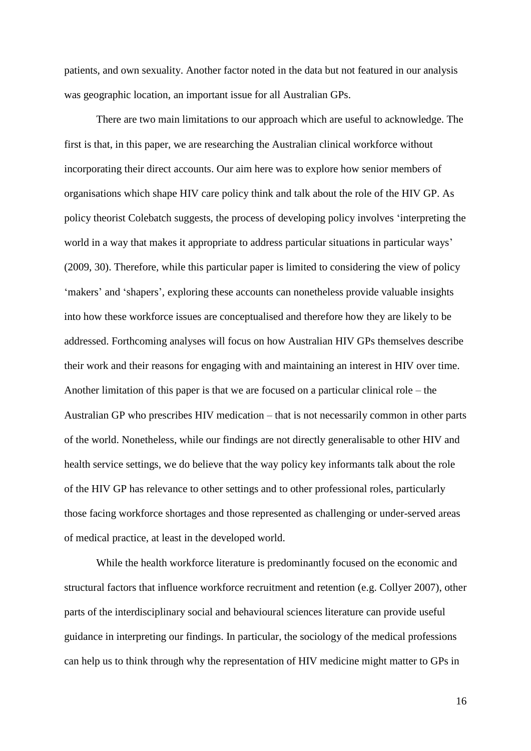patients, and own sexuality. Another factor noted in the data but not featured in our analysis was geographic location, an important issue for all Australian GPs.

There are two main limitations to our approach which are useful to acknowledge. The first is that, in this paper, we are researching the Australian clinical workforce without incorporating their direct accounts. Our aim here was to explore how senior members of organisations which shape HIV care policy think and talk about the role of the HIV GP. As policy theorist Colebatch suggests, the process of developing policy involves 'interpreting the world in a way that makes it appropriate to address particular situations in particular ways' (2009, 30). Therefore, while this particular paper is limited to considering the view of policy 'makers' and 'shapers', exploring these accounts can nonetheless provide valuable insights into how these workforce issues are conceptualised and therefore how they are likely to be addressed. Forthcoming analyses will focus on how Australian HIV GPs themselves describe their work and their reasons for engaging with and maintaining an interest in HIV over time. Another limitation of this paper is that we are focused on a particular clinical role – the Australian GP who prescribes HIV medication – that is not necessarily common in other parts of the world. Nonetheless, while our findings are not directly generalisable to other HIV and health service settings, we do believe that the way policy key informants talk about the role of the HIV GP has relevance to other settings and to other professional roles, particularly those facing workforce shortages and those represented as challenging or under-served areas of medical practice, at least in the developed world.

While the health workforce literature is predominantly focused on the economic and structural factors that influence workforce recruitment and retention (e.g. Collyer 2007), other parts of the interdisciplinary social and behavioural sciences literature can provide useful guidance in interpreting our findings. In particular, the sociology of the medical professions can help us to think through why the representation of HIV medicine might matter to GPs in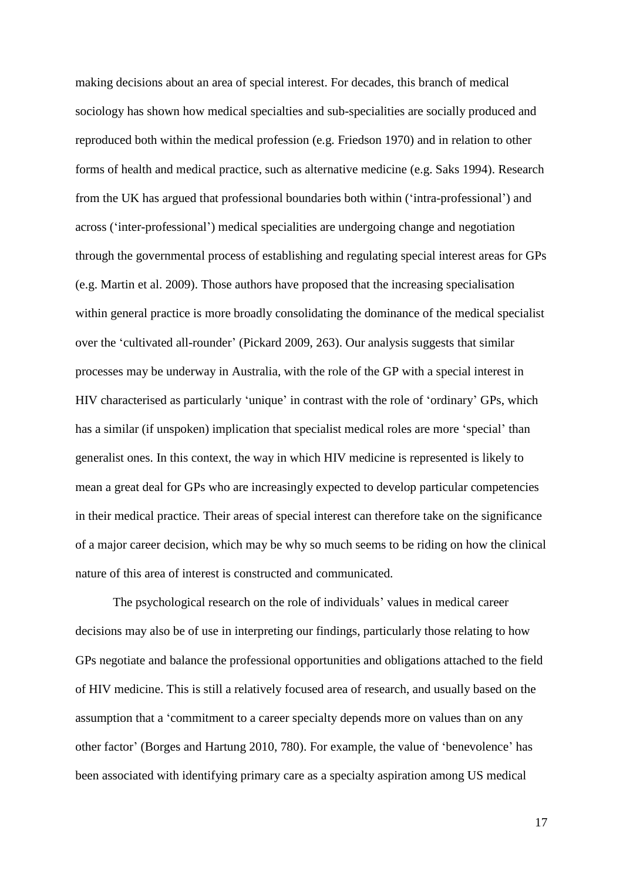making decisions about an area of special interest. For decades, this branch of medical sociology has shown how medical specialties and sub-specialities are socially produced and reproduced both within the medical profession (e.g. Friedson 1970) and in relation to other forms of health and medical practice, such as alternative medicine (e.g. Saks 1994). Research from the UK has argued that professional boundaries both within ('intra-professional') and across ('inter-professional') medical specialities are undergoing change and negotiation through the governmental process of establishing and regulating special interest areas for GPs (e.g. Martin et al. 2009). Those authors have proposed that the increasing specialisation within general practice is more broadly consolidating the dominance of the medical specialist over the 'cultivated all-rounder' (Pickard 2009, 263). Our analysis suggests that similar processes may be underway in Australia, with the role of the GP with a special interest in HIV characterised as particularly 'unique' in contrast with the role of 'ordinary' GPs, which has a similar (if unspoken) implication that specialist medical roles are more 'special' than generalist ones. In this context, the way in which HIV medicine is represented is likely to mean a great deal for GPs who are increasingly expected to develop particular competencies in their medical practice. Their areas of special interest can therefore take on the significance of a major career decision, which may be why so much seems to be riding on how the clinical nature of this area of interest is constructed and communicated.

The psychological research on the role of individuals' values in medical career decisions may also be of use in interpreting our findings, particularly those relating to how GPs negotiate and balance the professional opportunities and obligations attached to the field of HIV medicine. This is still a relatively focused area of research, and usually based on the assumption that a 'commitment to a career specialty depends more on values than on any other factor' (Borges and Hartung 2010, 780). For example, the value of 'benevolence' has been associated with identifying primary care as a specialty aspiration among US medical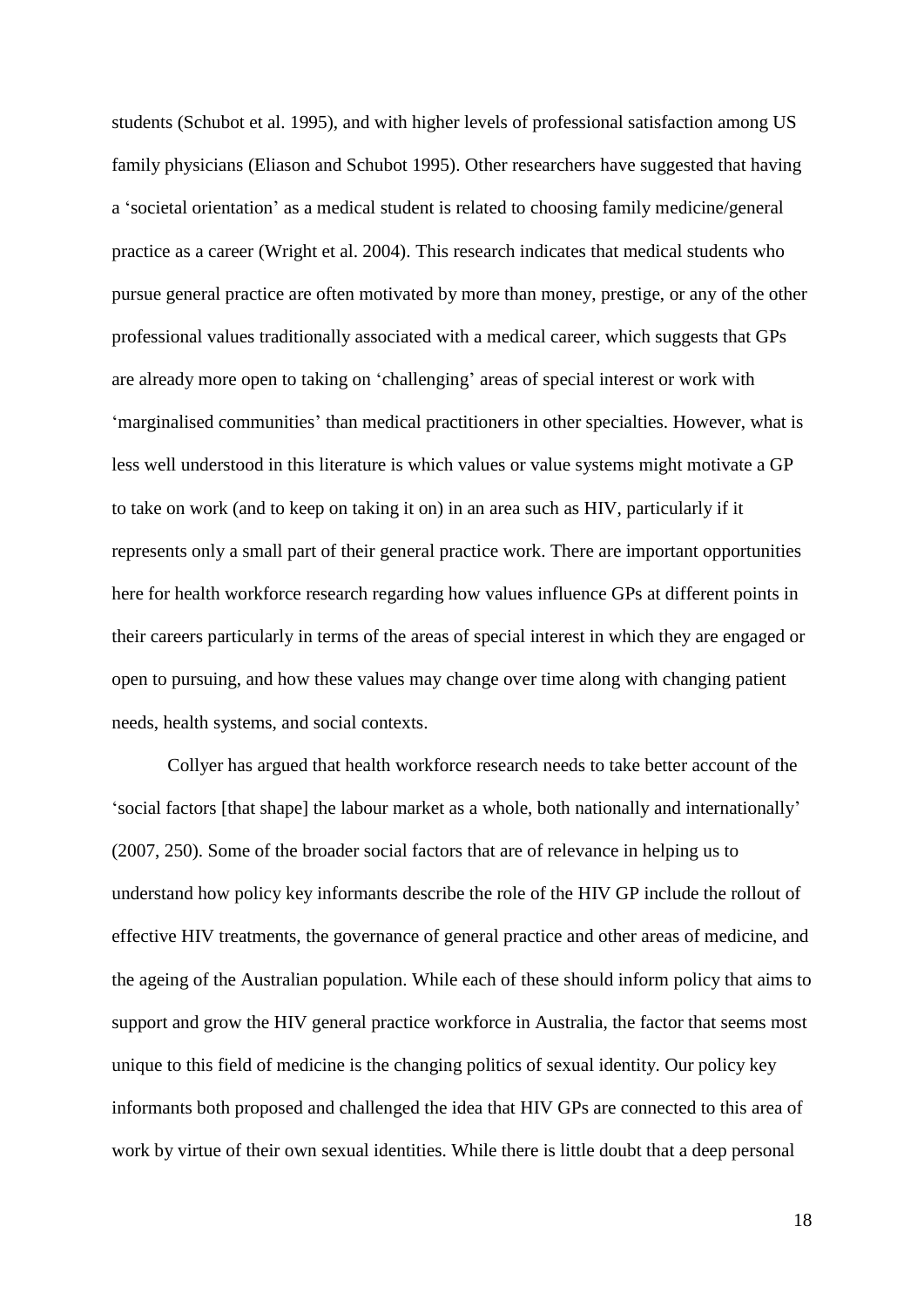students (Schubot et al. 1995), and with higher levels of professional satisfaction among US family physicians (Eliason and Schubot 1995). Other researchers have suggested that having a 'societal orientation' as a medical student is related to choosing family medicine/general practice as a career (Wright et al. 2004). This research indicates that medical students who pursue general practice are often motivated by more than money, prestige, or any of the other professional values traditionally associated with a medical career, which suggests that GPs are already more open to taking on 'challenging' areas of special interest or work with 'marginalised communities' than medical practitioners in other specialties. However, what is less well understood in this literature is which values or value systems might motivate a GP to take on work (and to keep on taking it on) in an area such as HIV, particularly if it represents only a small part of their general practice work. There are important opportunities here for health workforce research regarding how values influence GPs at different points in their careers particularly in terms of the areas of special interest in which they are engaged or open to pursuing, and how these values may change over time along with changing patient needs, health systems, and social contexts.

Collyer has argued that health workforce research needs to take better account of the 'social factors [that shape] the labour market as a whole, both nationally and internationally' (2007, 250). Some of the broader social factors that are of relevance in helping us to understand how policy key informants describe the role of the HIV GP include the rollout of effective HIV treatments, the governance of general practice and other areas of medicine, and the ageing of the Australian population. While each of these should inform policy that aims to support and grow the HIV general practice workforce in Australia, the factor that seems most unique to this field of medicine is the changing politics of sexual identity. Our policy key informants both proposed and challenged the idea that HIV GPs are connected to this area of work by virtue of their own sexual identities. While there is little doubt that a deep personal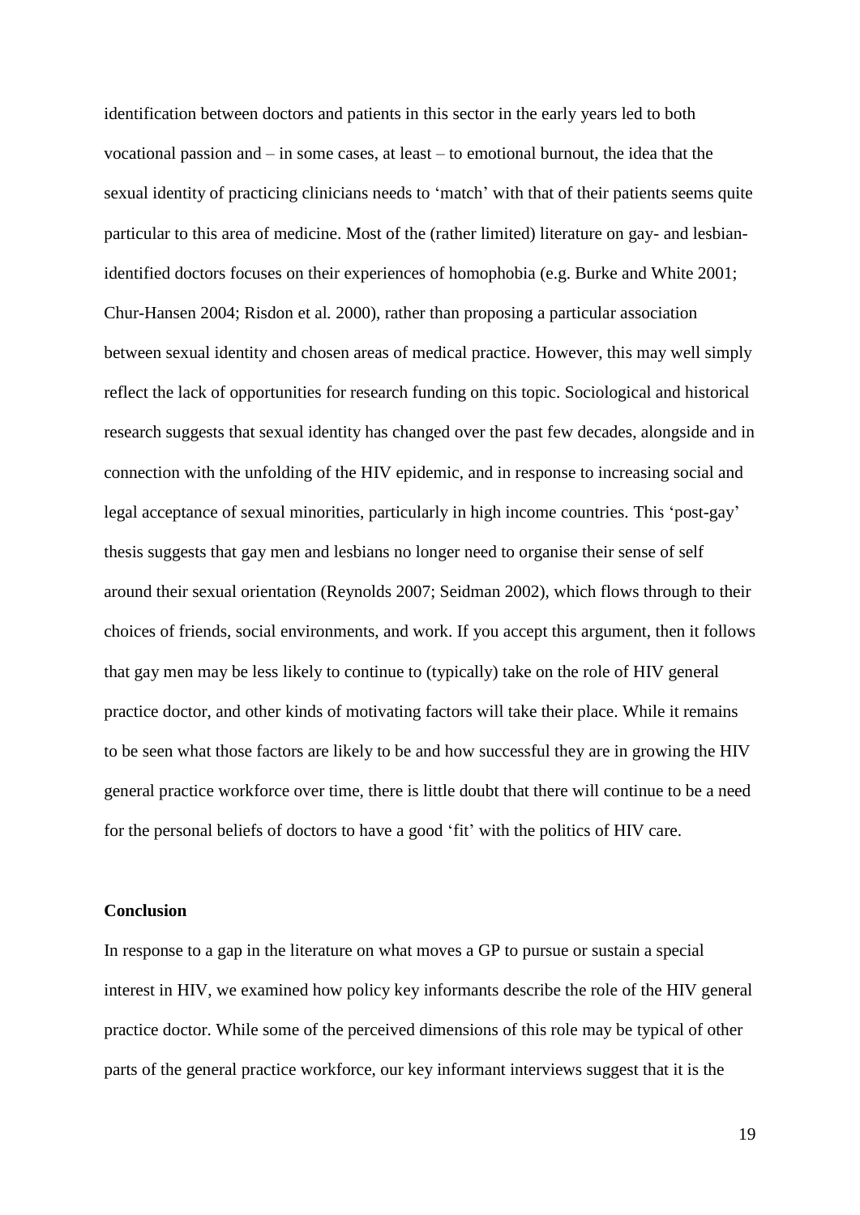identification between doctors and patients in this sector in the early years led to both vocational passion and – in some cases, at least – to emotional burnout, the idea that the sexual identity of practicing clinicians needs to 'match' with that of their patients seems quite particular to this area of medicine. Most of the (rather limited) literature on gay- and lesbian-identified doctors focuses on their experiences of homophobia (e.g. Burke and White 2001; Chur-Hansen 2004; Risdon et al*.* 2000), rather than proposing a particular association between sexual identity and chosen areas of medical practice. However, this may well simply reflect the lack of opportunities for research funding on this topic. Sociological and historical research suggests that sexual identity has changed over the past few decades, alongside and in connection with the unfolding of the HIV epidemic, and in response to increasing social and legal acceptance of sexual minorities, particularly in high income countries. This 'post-gay' thesis suggests that gay men and lesbians no longer need to organise their sense of self around their sexual orientation (Reynolds 2007; Seidman 2002), which flows through to their choices of friends, social environments, and work. If you accept this argument, then it follows that gay men may be less likely to continue to (typically) take on the role of HIV general practice doctor, and other kinds of motivating factors will take their place. While it remains to be seen what those factors are likely to be and how successful they are in growing the HIV general practice workforce over time, there is little doubt that there will continue to be a need for the personal beliefs of doctors to have a good 'fit' with the politics of HIV care.

**Conclusion**

In response to a gap in the literature on what moves a GP to pursue or sustain a special interest in HIV, we examined how policy key informants describe the role of the HIV general practice doctor. While some of the perceived dimensions of this role may be typical of other parts of the general practice workforce, our key informant interviews suggest that it is the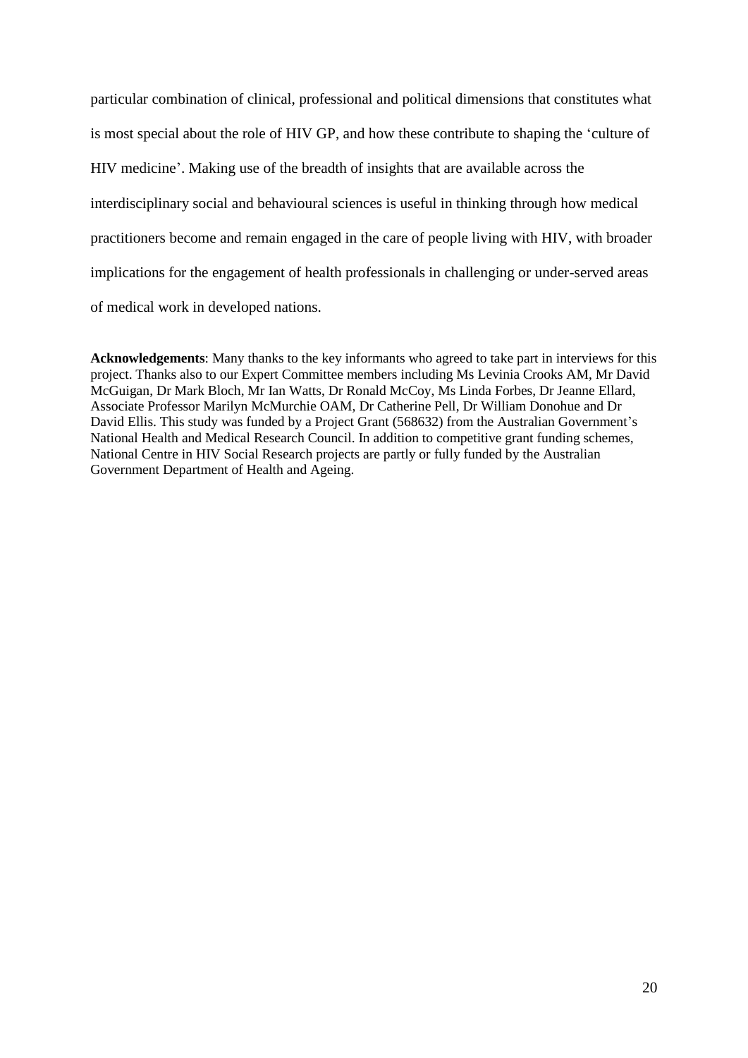particular combination of clinical, professional and political dimensions that constitutes what is most special about the role of HIV GP, and how these contribute to shaping the 'culture of HIV medicine'. Making use of the breadth of insights that are available across the interdisciplinary social and behavioural sciences is useful in thinking through how medical practitioners become and remain engaged in the care of people living with HIV, with broader implications for the engagement of health professionals in challenging or under-served areas of medical work in developed nations.

**Acknowledgements**: Many thanks to the key informants who agreed to take part in interviews for this project. Thanks also to our Expert Committee members including Ms Levinia Crooks AM, Mr David McGuigan, Dr Mark Bloch, Mr Ian Watts, Dr Ronald McCoy, Ms Linda Forbes, Dr Jeanne Ellard, Associate Professor Marilyn McMurchie OAM, Dr Catherine Pell, Dr William Donohue and Dr David Ellis. This study was funded by a Project Grant (568632) from the Australian Government's National Health and Medical Research Council. In addition to competitive grant funding schemes, National Centre in HIV Social Research projects are partly or fully funded by the Australian Government Department of Health and Ageing.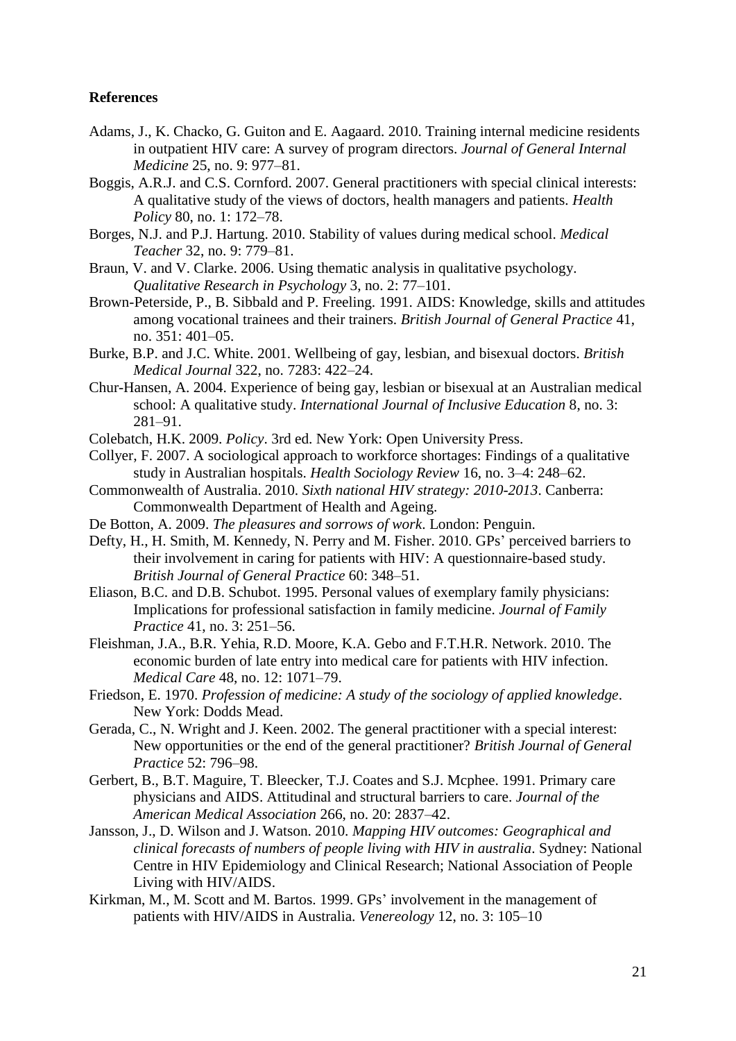## References

Adams, J., K. Chacko, G. Guiton and E. Aagaard. 2010. Training internal medicine residents in outpatient HIV care: A survey of program directors. *Journal of General Internal Medicine* 25, no. 9: 977–81.

Boggis, A.R.J. and C.S. Cornford. 2007. General practitioners with special clinical interests: A qualitative study of the views of doctors, health managers and patients. *Health Policy* 80, no. 1: 172–78.

Borges, N.J. and P.J. Hartung. 2010. Stability of values during medical school. *Medical Teacher* 32, no. 9: 779–81.

Braun, V. and V. Clarke. 2006. Using thematic analysis in qualitative psychology. *Qualitative Research in Psychology* 3, no. 2: 77–101.

Brown-Peterside, P., B. Sibbald and P. Freeling. 1991. AIDS: Knowledge, skills and attitudes among vocational trainees and their trainers. *British Journal of General Practice* 41, no. 351: 401–05.

Burke, B.P. and J.C. White. 2001. Wellbeing of gay, lesbian, and bisexual doctors. *British Medical Journal* 322, no. 7283: 422–24.

Chur-Hansen, A. 2004. Experience of being gay, lesbian or bisexual at an Australian medical school: A qualitative study. *International Journal of Inclusive Education* 8, no. 3: 281–91.

Colebatch, H.K. 2009. *Policy*. 3rd ed. New York: Open University Press.

Collyer, F. 2007. A sociological approach to workforce shortages: Findings of a qualitative study in Australian hospitals. *Health Sociology Review* 16, no. 3–4: 248–62.

Commonwealth of Australia. 2010. *Sixth national HIV strategy: 2010-2013*. Canberra: Commonwealth Department of Health and Ageing.

De Botton, A. 2009. *The pleasures and sorrows of work*. London: Penguin.

Defty, H., H. Smith, M. Kennedy, N. Perry and M. Fisher. 2010. GPs' perceived barriers to their involvement in caring for patients with HIV: A questionnaire-based study. *British Journal of General Practice* 60: 348–51.

Eliason, B.C. and D.B. Schubot. 1995. Personal values of exemplary family physicians: Implications for professional satisfaction in family medicine. *Journal of Family Practice* 41, no. 3: 251–56.

Fleishman, J.A., B.R. Yehia, R.D. Moore, K.A. Gebo and F.T.H.R. Network. 2010. The economic burden of late entry into medical care for patients with HIV infection. *Medical Care* 48, no. 12: 1071–79.

Friedson, E. 1970. *Profession of medicine: A study of the sociology of applied knowledge*. New York: Dodds Mead.

Gerada, C., N. Wright and J. Keen. 2002. The general practitioner with a special interest: New opportunities or the end of the general practitioner? *British Journal of General Practice* 52: 796–98.

Gerbert, B., B.T. Maguire, T. Bleecker, T.J. Coates and S.J. Mcphee. 1991. Primary care physicians and AIDS. Attitudinal and structural barriers to care. *Journal of the American Medical Association* 266, no. 20: 2837–42.

Jansson, J., D. Wilson and J. Watson. 2010. *Mapping HIV outcomes: Geographical and clinical forecasts of numbers of people living with HIV in australia*. Sydney: National Centre in HIV Epidemiology and Clinical Research; National Association of People Living with HIV/AIDS.

Kirkman, M., M. Scott and M. Bartos. 1999. GPs' involvement in the management of patients with HIV/AIDS in Australia. *Venereology* 12, no. 3: 105–10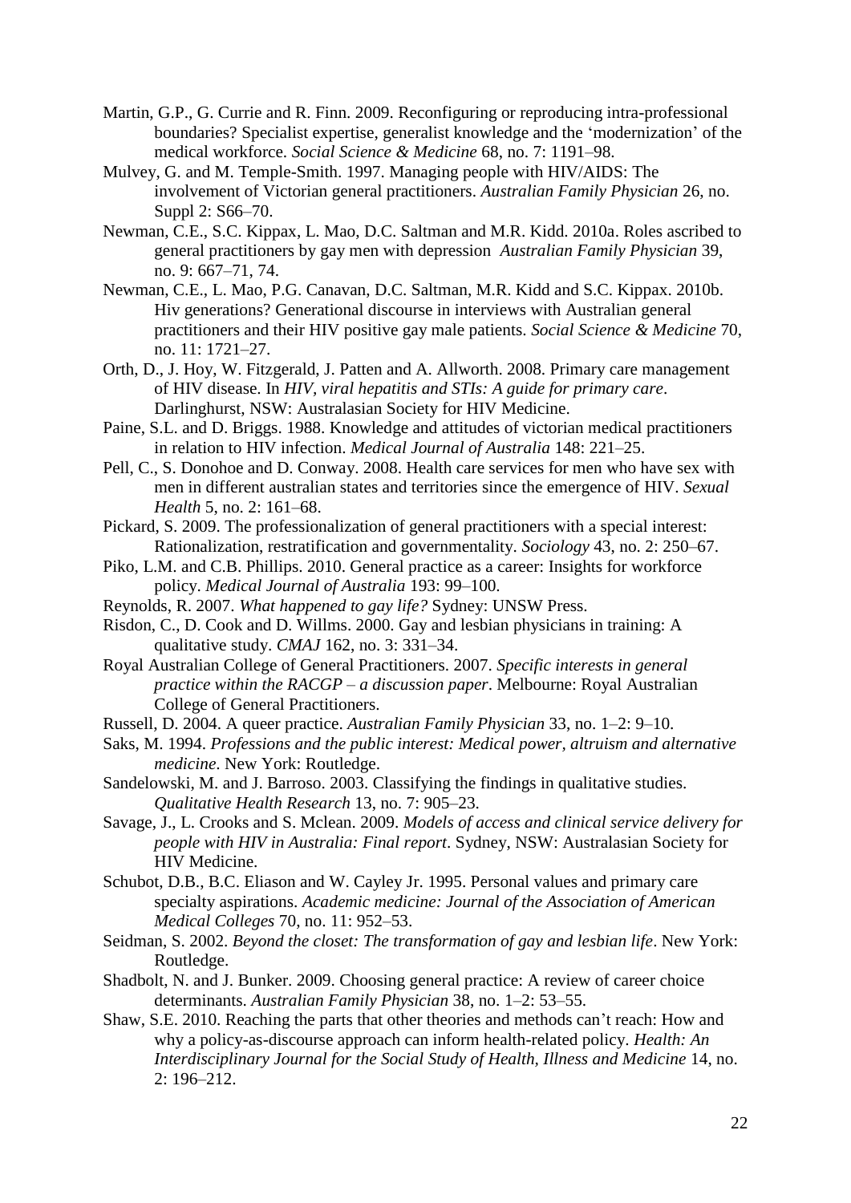Martin, G.P., G. Currie and R. Finn. 2009. Reconfiguring or reproducing intra-professional boundaries? Specialist expertise, generalist knowledge and the 'modernization' of the medical workforce. *Social Science & Medicine* 68, no. 7: 1191–98.

Mulvey, G. and M. Temple-Smith. 1997. Managing people with HIV/AIDS: The involvement of Victorian general practitioners. *Australian Family Physician* 26, no. Suppl 2: S66–70.

Newman, C.E., S.C. Kippax, L. Mao, D.C. Saltman and M.R. Kidd. 2010a. Roles ascribed to general practitioners by gay men with depression *Australian Family Physician* 39, no. 9: 667–71, 74.

Newman, C.E., L. Mao, P.G. Canavan, D.C. Saltman, M.R. Kidd and S.C. Kippax. 2010b. Hiv generations? Generational discourse in interviews with Australian general practitioners and their HIV positive gay male patients. *Social Science & Medicine* 70, no. 11: 1721–27.

Orth, D., J. Hoy, W. Fitzgerald, J. Patten and A. Allworth. 2008. Primary care management of HIV disease. In *HIV, viral hepatitis and STIs: A guide for primary care*. Darlinghurst, NSW: Australasian Society for HIV Medicine.

Paine, S.L. and D. Briggs. 1988. Knowledge and attitudes of victorian medical practitioners in relation to HIV infection. *Medical Journal of Australia* 148: 221–25.

Pell, C., S. Donohoe and D. Conway. 2008. Health care services for men who have sex with men in different australian states and territories since the emergence of HIV. *Sexual Health* 5, no. 2: 161–68.

Pickard, S. 2009. The professionalization of general practitioners with a special interest: Rationalization, restratification and governmentality. *Sociology* 43, no. 2: 250–67.

Piko, L.M. and C.B. Phillips. 2010. General practice as a career: Insights for workforce policy. *Medical Journal of Australia* 193: 99–100.

Reynolds, R. 2007. *What happened to gay life?* Sydney: UNSW Press.

Risdon, C., D. Cook and D. Willms. 2000. Gay and lesbian physicians in training: A qualitative study. *CMAJ* 162, no. 3: 331–34.

Royal Australian College of General Practitioners. 2007. *Specific interests in general practice within the RACGP – a discussion paper*. Melbourne: Royal Australian College of General Practitioners.

Russell, D. 2004. A queer practice. *Australian Family Physician* 33, no. 1–2: 9–10.

Saks, M. 1994. *Professions and the public interest: Medical power, altruism and alternative medicine*. New York: Routledge.

Sandelowski, M. and J. Barroso. 2003. Classifying the findings in qualitative studies. *Qualitative Health Research* 13, no. 7: 905–23.

Savage, J., L. Crooks and S. Mclean. 2009. *Models of access and clinical service delivery for people with HIV in Australia: Final report*. Sydney, NSW: Australasian Society for HIV Medicine.

Schubot, D.B., B.C. Eliason and W. Cayley Jr. 1995. Personal values and primary care specialty aspirations. *Academic medicine: Journal of the Association of American Medical Colleges* 70, no. 11: 952–53.

Seidman, S. 2002. *Beyond the closet: The transformation of gay and lesbian life*. New York: Routledge.

Shadbolt, N. and J. Bunker. 2009. Choosing general practice: A review of career choice determinants. *Australian Family Physician* 38, no. 1–2: 53–55.

Shaw, S.E. 2010. Reaching the parts that other theories and methods can't reach: How and why a policy-as-discourse approach can inform health-related policy. *Health: An Interdisciplinary Journal for the Social Study of Health, Illness and Medicine* 14, no. 2: 196–212.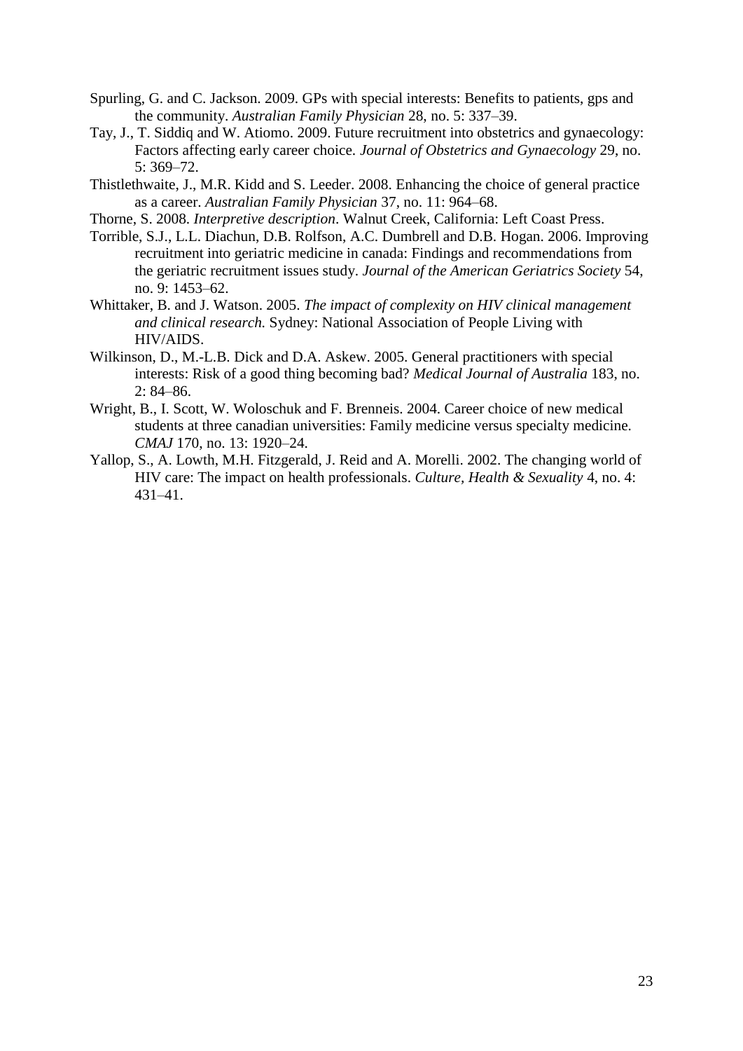Spurling, G. and C. Jackson. 2009. GPs with special interests: Benefits to patients, gps and the community. *Australian Family Physician* 28, no. 5: 337–39.

Tay, J., T. Siddiq and W. Atiomo. 2009. Future recruitment into obstetrics and gynaecology: Factors affecting early career choice. *Journal of Obstetrics and Gynaecology* 29, no. 5: 369–72.

Thistlethwaite, J., M.R. Kidd and S. Leeder. 2008. Enhancing the choice of general practice as a career. *Australian Family Physician* 37, no. 11: 964–68.

Thorne, S. 2008. *Interpretive description*. Walnut Creek, California: Left Coast Press.

Torrible, S.J., L.L. Diachun, D.B. Rolfson, A.C. Dumbrell and D.B. Hogan. 2006. Improving recruitment into geriatric medicine in canada: Findings and recommendations from the geriatric recruitment issues study. *Journal of the American Geriatrics Society* 54, no. 9: 1453–62.

Whittaker, B. and J. Watson. 2005. *The impact of complexity on HIV clinical management and clinical research.* Sydney: National Association of People Living with HIV/AIDS.

Wilkinson, D., M.-L.B. Dick and D.A. Askew. 2005. General practitioners with special interests: Risk of a good thing becoming bad? *Medical Journal of Australia* 183, no. 2: 84–86.

Wright, B., I. Scott, W. Woloschuk and F. Brenneis. 2004. Career choice of new medical students at three canadian universities: Family medicine versus specialty medicine. *CMAJ* 170, no. 13: 1920–24.

Yallop, S., A. Lowth, M.H. Fitzgerald, J. Reid and A. Morelli. 2002. The changing world of HIV care: The impact on health professionals. *Culture, Health & Sexuality* 4, no. 4: 431–41.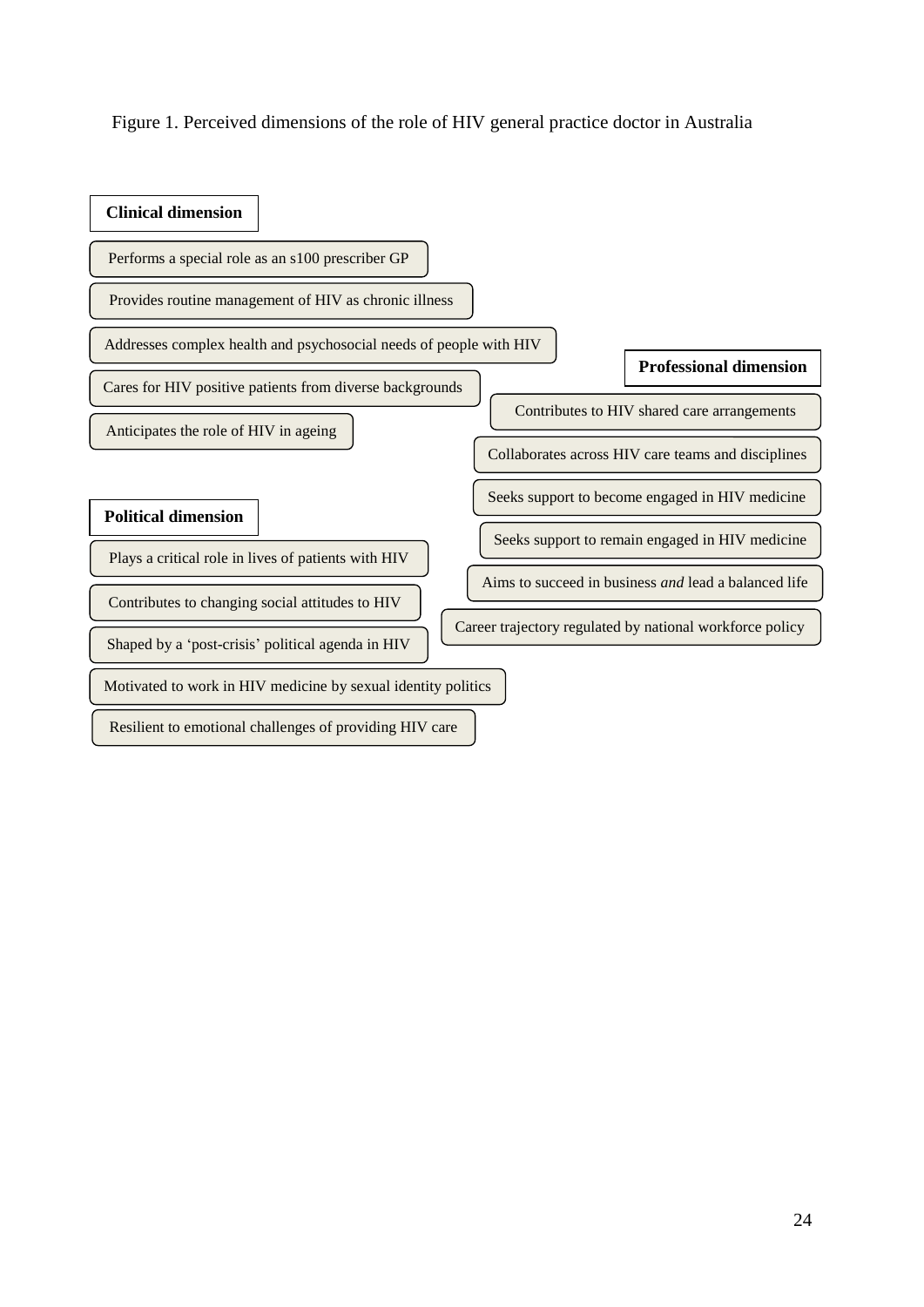Figure 1. Perceived dimensions of the role of HIV general practice doctor in Australia

**Clinical dimension**

- Performs a special role as an s100 prescriber GP
- Provides routine management of HIV as chronic illness
- Addresses complex health and psychosocial needs of people with HIV
- Cares for HIV positive patients from diverse backgrounds
- Anticipates the role of HIV in ageing

**Professional dimension**

- Contributes to HIV shared care arrangements
- Collaborates across HIV care teams and disciplines
- Seeks support to become engaged in HIV medicine
- Seeks support to remain engaged in HIV medicine
- Aims to succeed in business *and* lead a balanced life
- Career trajectory regulated by national workforce policy

**Political dimension**

- Plays a critical role in lives of patients with HIV
- Contributes to changing social attitudes to HIV
- Shaped by a 'post-crisis' political agenda in HIV
- Motivated to work in HIV medicine by sexual identity politics
- Resilient to emotional challenges of providing HIV care